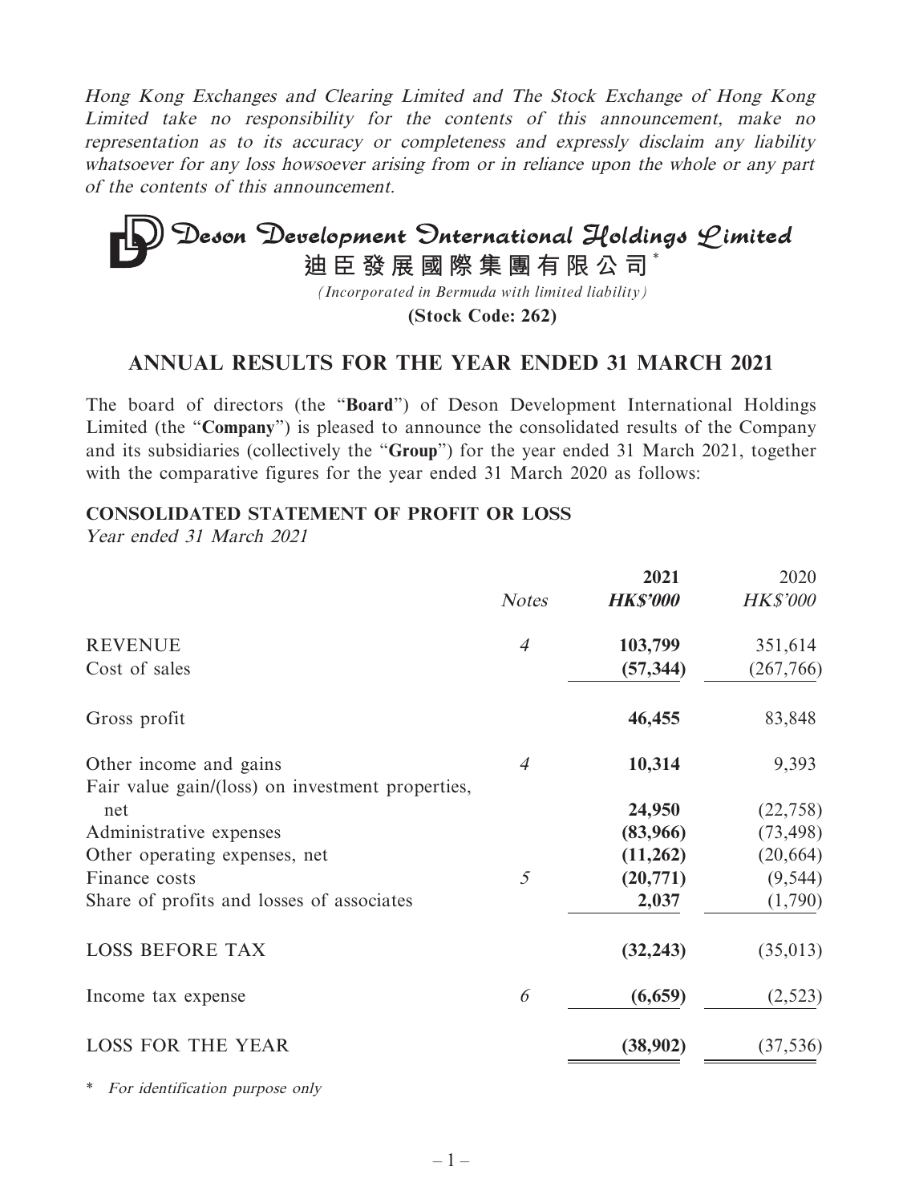*Hong Kong Exchanges and Clearing Limited and The Stock Exchange of Hong Kong Limited take no responsibility for the contents of this announcement, make no representation as to its accuracy or completeness and expressly disclaim any liability whatsoever for any loss howsoever arising from or in reliance upon the whole or any part of the contents of this announcement.*

# Deson Development International Holdings Limited

**迪臣發展國際集團有限公司**\*

*(Incorporated in Bermuda with limited liability)*

**(Stock Code: 262)**

## ANNUAL RESULTS FOR THE YEAR ENDED 31 MARCH 2021

The board of directors (the "**Board**") of Deson Development International Holdings Limited (the "**Company**") is pleased to announce the consolidated results of the Company and its subsidiaries (collectively the "**Group**") for the year ended 31 March 2021, together with the comparative figures for the year ended 31 March 2020 as follows:

### CONSOLIDATED STATEMENT OF PROFIT OR LOSS

*Year ended 31 March 2021*

| | *Notes* | **2021** *HK\$'000* | 2020 *HK\$'000* |
|---|---|---|---|
| REVENUE | *4* | **103,799** | 351,614 |
| Cost of sales | | **(57,344)** | (267,766) |
| Gross profit | | **46,455** | 83,848 |
| Other income and gains | *4* | **10,314** | 9,393 |
| Fair value gain/(loss) on investment properties, net | | **24,950** | (22,758) |
| Administrative expenses | | **(83,966)** | (73,498) |
| Other operating expenses, net | | **(11,262)** | (20,664) |
| Finance costs | *5* | **(20,771)** | (9,544) |
| Share of profits and losses of associates | | **2,037** | (1,790) |
| LOSS BEFORE TAX | | **(32,243)** | (35,013) |
| Income tax expense | *6* | **(6,659)** | (2,523) |
| LOSS FOR THE YEAR | | **(38,902)** | (37,536) |

\* *For identification purpose only*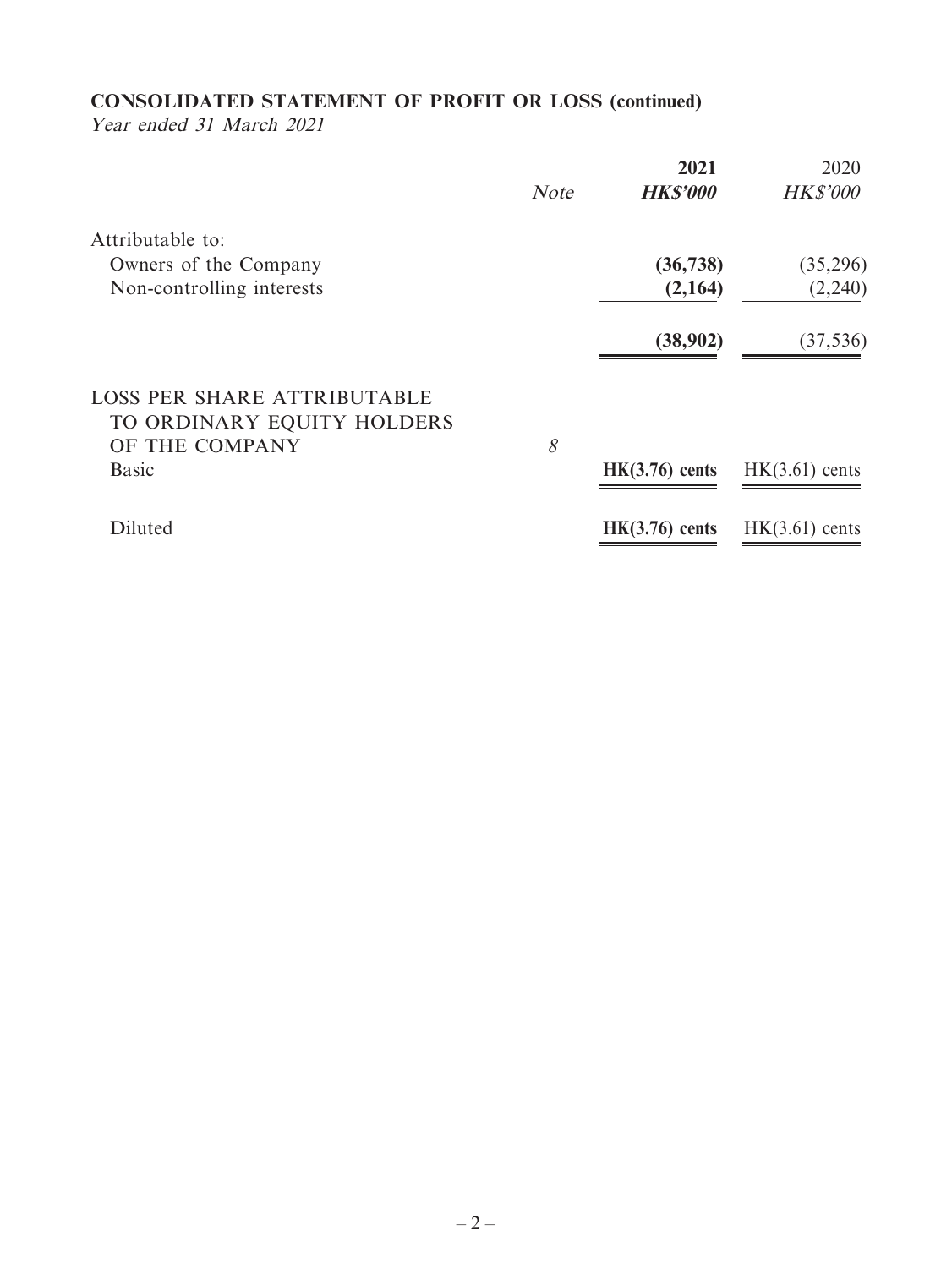## CONSOLIDATED STATEMENT OF PROFIT OR LOSS (continued)

*Year ended 31 March 2021*

| | *Note* | **2021** | 2020 |
|---|---|---|---|
| | | ***HK$'000*** | *HK$'000* |
| Attributable to: | | | |
| Owners of the Company | | **(36,738)** | (35,296) |
| Non-controlling interests | | **(2,164)** | (2,240) |
| | | **(38,902)** | (37,536) |
| LOSS PER SHARE ATTRIBUTABLE TO ORDINARY EQUITY HOLDERS OF THE COMPANY | *8* | | |
| Basic | | **HK(3.76) cents** | HK(3.61) cents |
| Diluted | | **HK(3.76) cents** | HK(3.61) cents |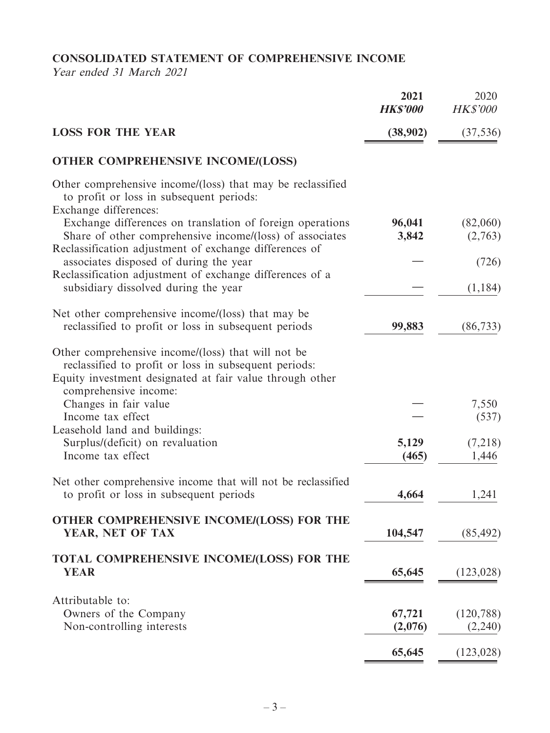## CONSOLIDATED STATEMENT OF COMPREHENSIVE INCOME

*Year ended 31 March 2021*

| | **2021** | 2020 |
|---|---|---|
| | ***HK$'000*** | *HK$'000* |
| **LOSS FOR THE YEAR** | **(38,902)** | (37,536) |
| **OTHER COMPREHENSIVE INCOME/(LOSS)** | | |
| Other comprehensive income/(loss) that may be reclassified to profit or loss in subsequent periods: | | |
| Exchange differences: | | |
| Exchange differences on translation of foreign operations | **96,041** | (82,060) |
| Share of other comprehensive income/(loss) of associates | **3,842** | (2,763) |
| Reclassification adjustment of exchange differences of associates disposed of during the year | **—** | (726) |
| Reclassification adjustment of exchange differences of a subsidiary dissolved during the year | **—** | (1,184) |
| Net other comprehensive income/(loss) that may be reclassified to profit or loss in subsequent periods | **99,883** | (86,733) |
| Other comprehensive income/(loss) that will not be reclassified to profit or loss in subsequent periods: | | |
| Equity investment designated at fair value through other comprehensive income: | | |
| Changes in fair value | **—** | 7,550 |
| Income tax effect | **—** | (537) |
| Leasehold land and buildings: | | |
| Surplus/(deficit) on revaluation | **5,129** | (7,218) |
| Income tax effect | **(465)** | 1,446 |
| Net other comprehensive income that will not be reclassified to profit or loss in subsequent periods | **4,664** | 1,241 |
| **OTHER COMPREHENSIVE INCOME/(LOSS) FOR THE YEAR, NET OF TAX** | **104,547** | (85,492) |
| **TOTAL COMPREHENSIVE INCOME/(LOSS) FOR THE YEAR** | **65,645** | (123,028) |
| Attributable to: | | |
| Owners of the Company | **67,721** | (120,788) |
| Non-controlling interests | **(2,076)** | (2,240) |
| | **65,645** | (123,028) |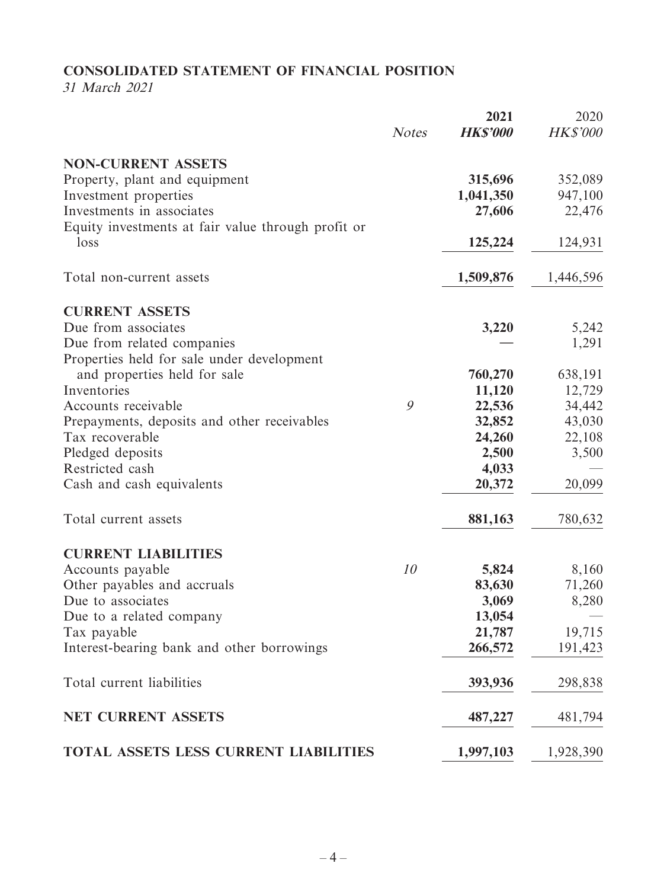## CONSOLIDATED STATEMENT OF FINANCIAL POSITION

*31 March 2021*

| | Notes | 2021 HK$'000 | 2020 HK$'000 |
|---|---|---|---|
| **NON-CURRENT ASSETS** | | | |
| Property, plant and equipment | | **315,696** | 352,089 |
| Investment properties | | **1,041,350** | 947,100 |
| Investments in associates | | **27,606** | 22,476 |
| Equity investments at fair value through profit or loss | | **125,224** | 124,931 |
| Total non-current assets | | **1,509,876** | 1,446,596 |
| **CURRENT ASSETS** | | | |
| Due from associates | | **3,220** | 5,242 |
| Due from related companies | | **—** | 1,291 |
| Properties held for sale under development and properties held for sale | | **760,270** | 638,191 |
| Inventories | | **11,120** | 12,729 |
| Accounts receivable | 9 | **22,536** | 34,442 |
| Prepayments, deposits and other receivables | | **32,852** | 43,030 |
| Tax recoverable | | **24,260** | 22,108 |
| Pledged deposits | | **2,500** | 3,500 |
| Restricted cash | | **4,033** | — |
| Cash and cash equivalents | | **20,372** | 20,099 |
| Total current assets | | **881,163** | 780,632 |
| **CURRENT LIABILITIES** | | | |
| Accounts payable | 10 | **5,824** | 8,160 |
| Other payables and accruals | | **83,630** | 71,260 |
| Due to associates | | **3,069** | 8,280 |
| Due to a related company | | **13,054** | — |
| Tax payable | | **21,787** | 19,715 |
| Interest-bearing bank and other borrowings | | **266,572** | 191,423 |
| Total current liabilities | | **393,936** | 298,838 |
| **NET CURRENT ASSETS** | | **487,227** | 481,794 |
| **TOTAL ASSETS LESS CURRENT LIABILITIES** | | **1,997,103** | 1,928,390 |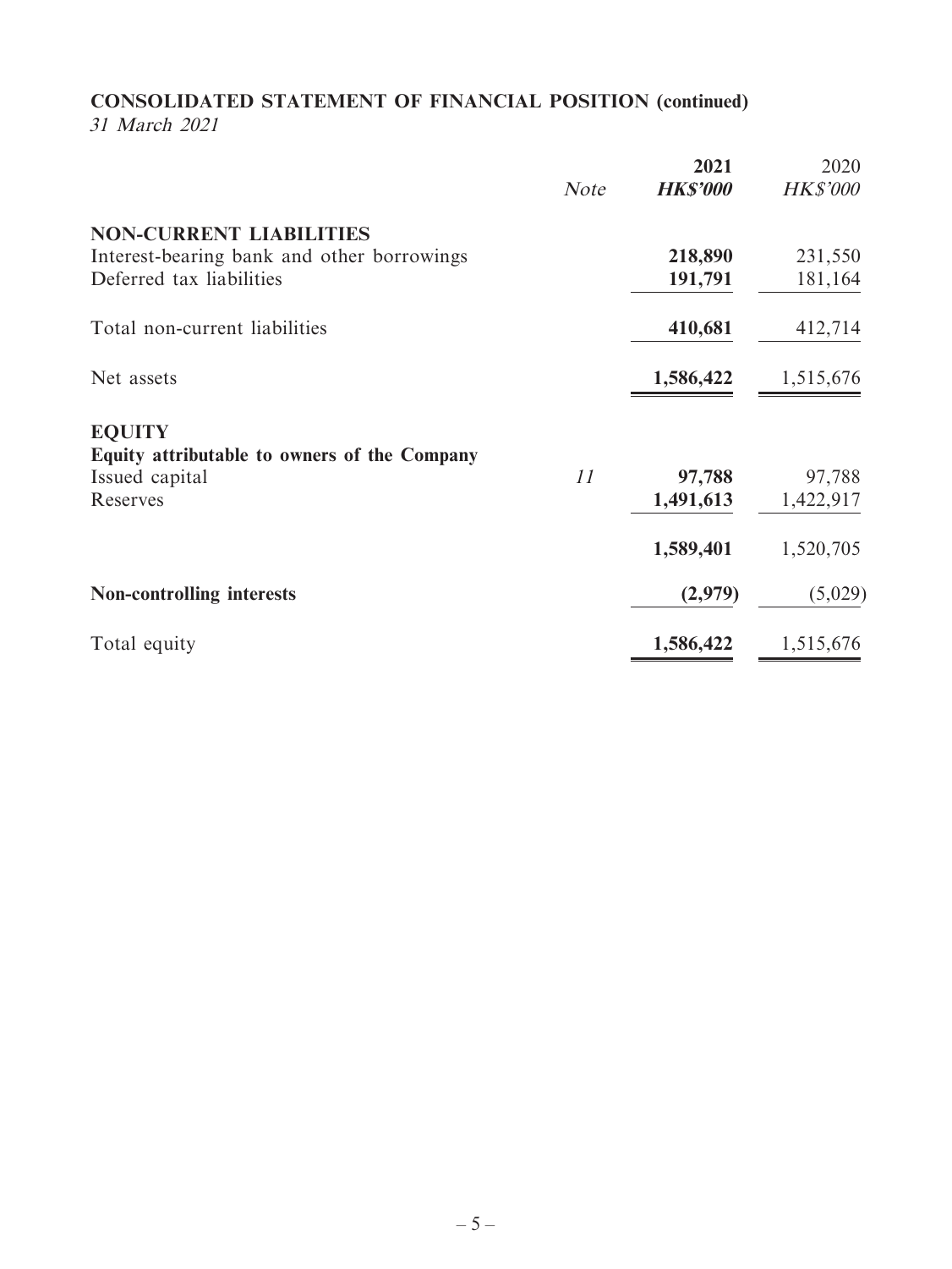## CONSOLIDATED STATEMENT OF FINANCIAL POSITION (continued)

*31 March 2021*

| | Note | 2021 HK$'000 | 2020 HK$'000 |
|---|---|---|---|
| **NON-CURRENT LIABILITIES** | | | |
| Interest-bearing bank and other borrowings | | **218,890** | 231,550 |
| Deferred tax liabilities | | **191,791** | 181,164 |
| Total non-current liabilities | | **410,681** | 412,714 |
| Net assets | | **1,586,422** | 1,515,676 |
| **EQUITY** | | | |
| **Equity attributable to owners of the Company** | | | |
| Issued capital | 11 | **97,788** | 97,788 |
| Reserves | | **1,491,613** | 1,422,917 |
| | | **1,589,401** | 1,520,705 |
| **Non-controlling interests** | | **(2,979)** | (5,029) |
| Total equity | | **1,586,422** | 1,515,676 |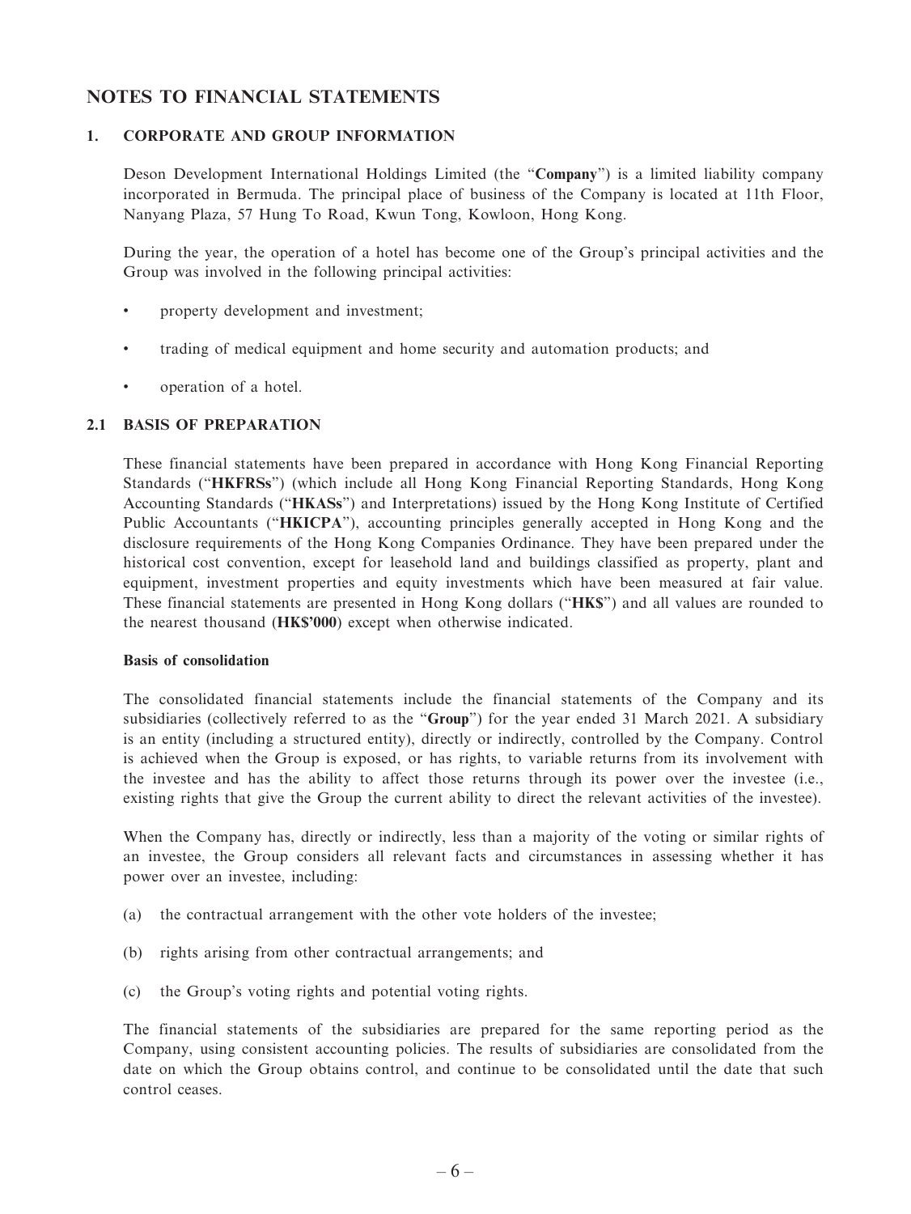# NOTES TO FINANCIAL STATEMENTS

## 1. CORPORATE AND GROUP INFORMATION

Deson Development International Holdings Limited (the "**Company**") is a limited liability company incorporated in Bermuda. The principal place of business of the Company is located at 11th Floor, Nanyang Plaza, 57 Hung To Road, Kwun Tong, Kowloon, Hong Kong.

During the year, the operation of a hotel has become one of the Group's principal activities and the Group was involved in the following principal activities:

- property development and investment;
- trading of medical equipment and home security and automation products; and
- operation of a hotel.

## 2.1 BASIS OF PREPARATION

These financial statements have been prepared in accordance with Hong Kong Financial Reporting Standards ("**HKFRSs**") (which include all Hong Kong Financial Reporting Standards, Hong Kong Accounting Standards ("**HKASs**") and Interpretations) issued by the Hong Kong Institute of Certified Public Accountants ("**HKICPA**"), accounting principles generally accepted in Hong Kong and the disclosure requirements of the Hong Kong Companies Ordinance. They have been prepared under the historical cost convention, except for leasehold land and buildings classified as property, plant and equipment, investment properties and equity investments which have been measured at fair value. These financial statements are presented in Hong Kong dollars ("**HK$**") and all values are rounded to the nearest thousand (**HK$'000**) except when otherwise indicated.

### Basis of consolidation

The consolidated financial statements include the financial statements of the Company and its subsidiaries (collectively referred to as the "**Group**") for the year ended 31 March 2021. A subsidiary is an entity (including a structured entity), directly or indirectly, controlled by the Company. Control is achieved when the Group is exposed, or has rights, to variable returns from its involvement with the investee and has the ability to affect those returns through its power over the investee (i.e., existing rights that give the Group the current ability to direct the relevant activities of the investee).

When the Company has, directly or indirectly, less than a majority of the voting or similar rights of an investee, the Group considers all relevant facts and circumstances in assessing whether it has power over an investee, including:

(a) the contractual arrangement with the other vote holders of the investee;

(b) rights arising from other contractual arrangements; and

(c) the Group's voting rights and potential voting rights.

The financial statements of the subsidiaries are prepared for the same reporting period as the Company, using consistent accounting policies. The results of subsidiaries are consolidated from the date on which the Group obtains control, and continue to be consolidated until the date that such control ceases.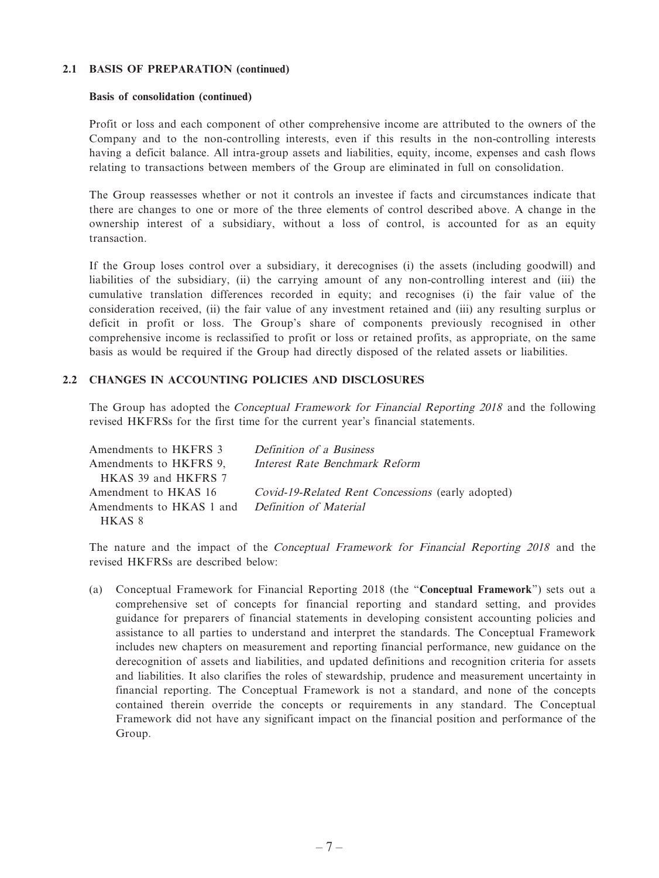### 2.1 BASIS OF PREPARATION (continued)

#### Basis of consolidation (continued)

Profit or loss and each component of other comprehensive income are attributed to the owners of the Company and to the non-controlling interests, even if this results in the non-controlling interests having a deficit balance. All intra-group assets and liabilities, equity, income, expenses and cash flows relating to transactions between members of the Group are eliminated in full on consolidation.

The Group reassesses whether or not it controls an investee if facts and circumstances indicate that there are changes to one or more of the three elements of control described above. A change in the ownership interest of a subsidiary, without a loss of control, is accounted for as an equity transaction.

If the Group loses control over a subsidiary, it derecognises (i) the assets (including goodwill) and liabilities of the subsidiary, (ii) the carrying amount of any non-controlling interest and (iii) the cumulative translation differences recorded in equity; and recognises (i) the fair value of the consideration received, (ii) the fair value of any investment retained and (iii) any resulting surplus or deficit in profit or loss. The Group's share of components previously recognised in other comprehensive income is reclassified to profit or loss or retained profits, as appropriate, on the same basis as would be required if the Group had directly disposed of the related assets or liabilities.

### 2.2 CHANGES IN ACCOUNTING POLICIES AND DISCLOSURES

The Group has adopted the *Conceptual Framework for Financial Reporting 2018* and the following revised HKFRSs for the first time for the current year's financial statements.

| | |
|---|---|
| Amendments to HKFRS 3 | *Definition of a Business* |
| Amendments to HKFRS 9, HKAS 39 and HKFRS 7 | *Interest Rate Benchmark Reform* |
| Amendment to HKAS 16 | *Covid-19-Related Rent Concessions* (early adopted) |
| Amendments to HKAS 1 and HKAS 8 | *Definition of Material* |

The nature and the impact of the *Conceptual Framework for Financial Reporting 2018* and the revised HKFRSs are described below:

(a) Conceptual Framework for Financial Reporting 2018 (the "**Conceptual Framework**") sets out a comprehensive set of concepts for financial reporting and standard setting, and provides guidance for preparers of financial statements in developing consistent accounting policies and assistance to all parties to understand and interpret the standards. The Conceptual Framework includes new chapters on measurement and reporting financial performance, new guidance on the derecognition of assets and liabilities, and updated definitions and recognition criteria for assets and liabilities. It also clarifies the roles of stewardship, prudence and measurement uncertainty in financial reporting. The Conceptual Framework is not a standard, and none of the concepts contained therein override the concepts or requirements in any standard. The Conceptual Framework did not have any significant impact on the financial position and performance of the Group.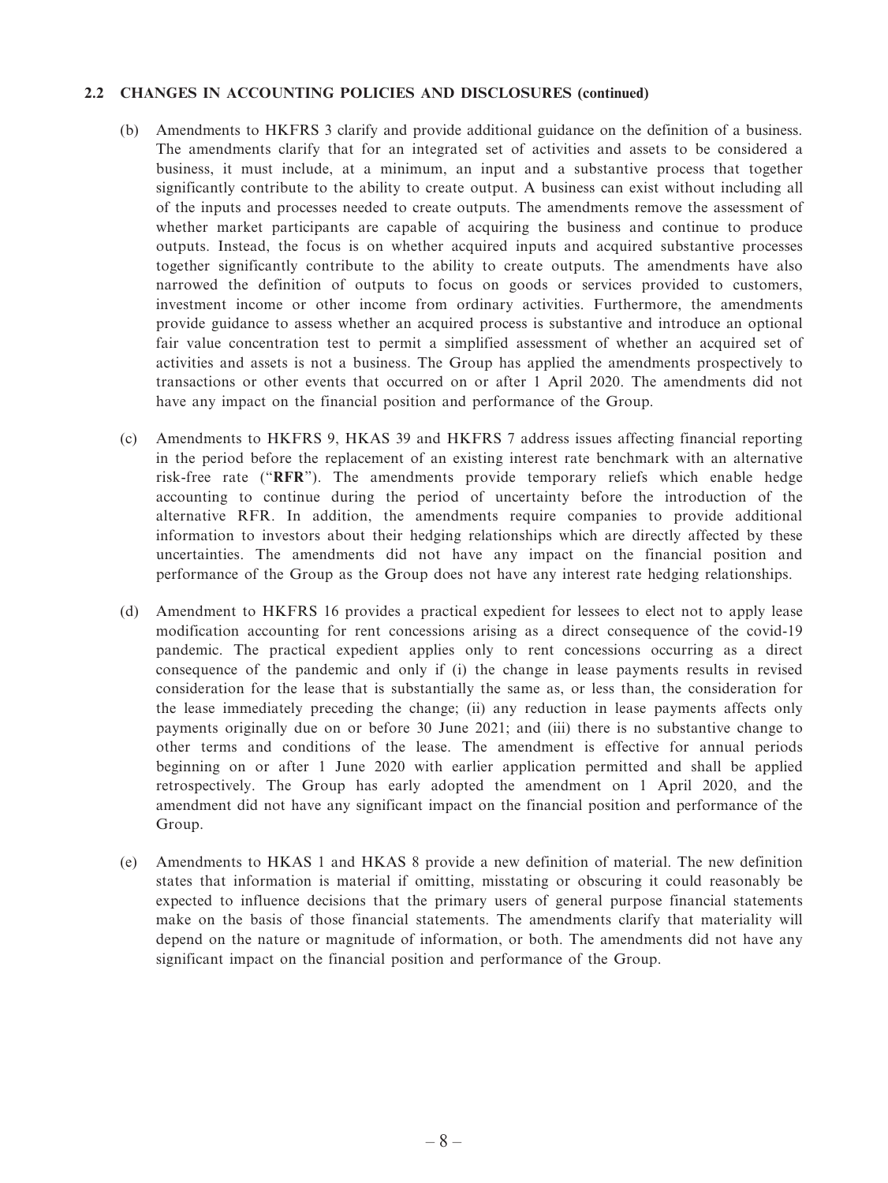### 2.2 CHANGES IN ACCOUNTING POLICIES AND DISCLOSURES (continued)

(b) Amendments to HKFRS 3 clarify and provide additional guidance on the definition of a business. The amendments clarify that for an integrated set of activities and assets to be considered a business, it must include, at a minimum, an input and a substantive process that together significantly contribute to the ability to create output. A business can exist without including all of the inputs and processes needed to create outputs. The amendments remove the assessment of whether market participants are capable of acquiring the business and continue to produce outputs. Instead, the focus is on whether acquired inputs and acquired substantive processes together significantly contribute to the ability to create outputs. The amendments have also narrowed the definition of outputs to focus on goods or services provided to customers, investment income or other income from ordinary activities. Furthermore, the amendments provide guidance to assess whether an acquired process is substantive and introduce an optional fair value concentration test to permit a simplified assessment of whether an acquired set of activities and assets is not a business. The Group has applied the amendments prospectively to transactions or other events that occurred on or after 1 April 2020. The amendments did not have any impact on the financial position and performance of the Group.

(c) Amendments to HKFRS 9, HKAS 39 and HKFRS 7 address issues affecting financial reporting in the period before the replacement of an existing interest rate benchmark with an alternative risk-free rate ("**RFR**"). The amendments provide temporary reliefs which enable hedge accounting to continue during the period of uncertainty before the introduction of the alternative RFR. In addition, the amendments require companies to provide additional information to investors about their hedging relationships which are directly affected by these uncertainties. The amendments did not have any impact on the financial position and performance of the Group as the Group does not have any interest rate hedging relationships.

(d) Amendment to HKFRS 16 provides a practical expedient for lessees to elect not to apply lease modification accounting for rent concessions arising as a direct consequence of the covid-19 pandemic. The practical expedient applies only to rent concessions occurring as a direct consequence of the pandemic and only if (i) the change in lease payments results in revised consideration for the lease that is substantially the same as, or less than, the consideration for the lease immediately preceding the change; (ii) any reduction in lease payments affects only payments originally due on or before 30 June 2021; and (iii) there is no substantive change to other terms and conditions of the lease. The amendment is effective for annual periods beginning on or after 1 June 2020 with earlier application permitted and shall be applied retrospectively. The Group has early adopted the amendment on 1 April 2020, and the amendment did not have any significant impact on the financial position and performance of the Group.

(e) Amendments to HKAS 1 and HKAS 8 provide a new definition of material. The new definition states that information is material if omitting, misstating or obscuring it could reasonably be expected to influence decisions that the primary users of general purpose financial statements make on the basis of those financial statements. The amendments clarify that materiality will depend on the nature or magnitude of information, or both. The amendments did not have any significant impact on the financial position and performance of the Group.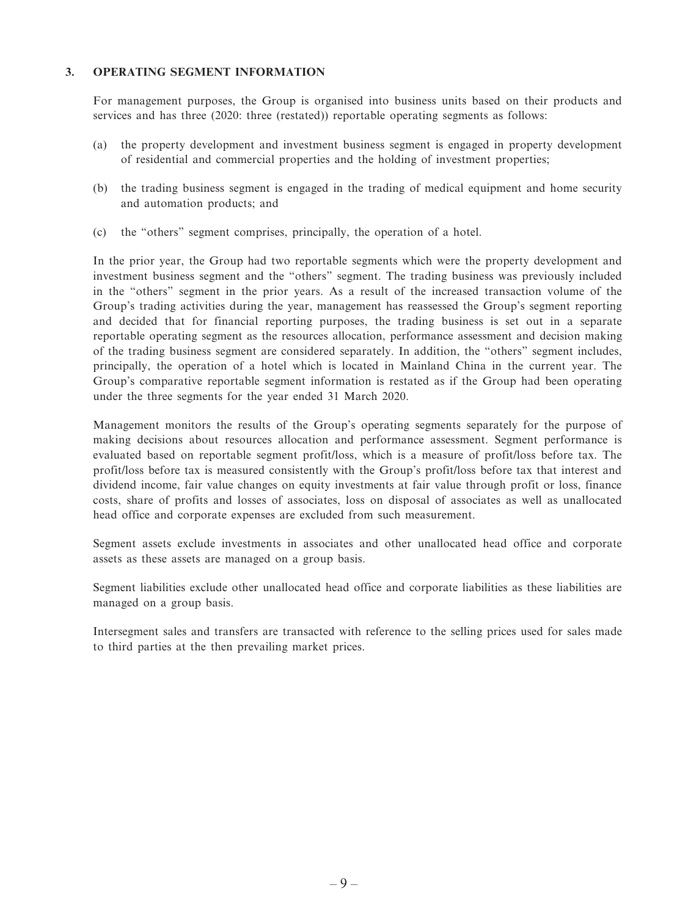## 3. OPERATING SEGMENT INFORMATION

For management purposes, the Group is organised into business units based on their products and services and has three (2020: three (restated)) reportable operating segments as follows:

(a) the property development and investment business segment is engaged in property development of residential and commercial properties and the holding of investment properties;

(b) the trading business segment is engaged in the trading of medical equipment and home security and automation products; and

(c) the "others" segment comprises, principally, the operation of a hotel.

In the prior year, the Group had two reportable segments which were the property development and investment business segment and the "others" segment. The trading business was previously included in the "others" segment in the prior years. As a result of the increased transaction volume of the Group's trading activities during the year, management has reassessed the Group's segment reporting and decided that for financial reporting purposes, the trading business is set out in a separate reportable operating segment as the resources allocation, performance assessment and decision making of the trading business segment are considered separately. In addition, the "others" segment includes, principally, the operation of a hotel which is located in Mainland China in the current year. The Group's comparative reportable segment information is restated as if the Group had been operating under the three segments for the year ended 31 March 2020.

Management monitors the results of the Group's operating segments separately for the purpose of making decisions about resources allocation and performance assessment. Segment performance is evaluated based on reportable segment profit/loss, which is a measure of profit/loss before tax. The profit/loss before tax is measured consistently with the Group's profit/loss before tax that interest and dividend income, fair value changes on equity investments at fair value through profit or loss, finance costs, share of profits and losses of associates, loss on disposal of associates as well as unallocated head office and corporate expenses are excluded from such measurement.

Segment assets exclude investments in associates and other unallocated head office and corporate assets as these assets are managed on a group basis.

Segment liabilities exclude other unallocated head office and corporate liabilities as these liabilities are managed on a group basis.

Intersegment sales and transfers are transacted with reference to the selling prices used for sales made to third parties at the then prevailing market prices.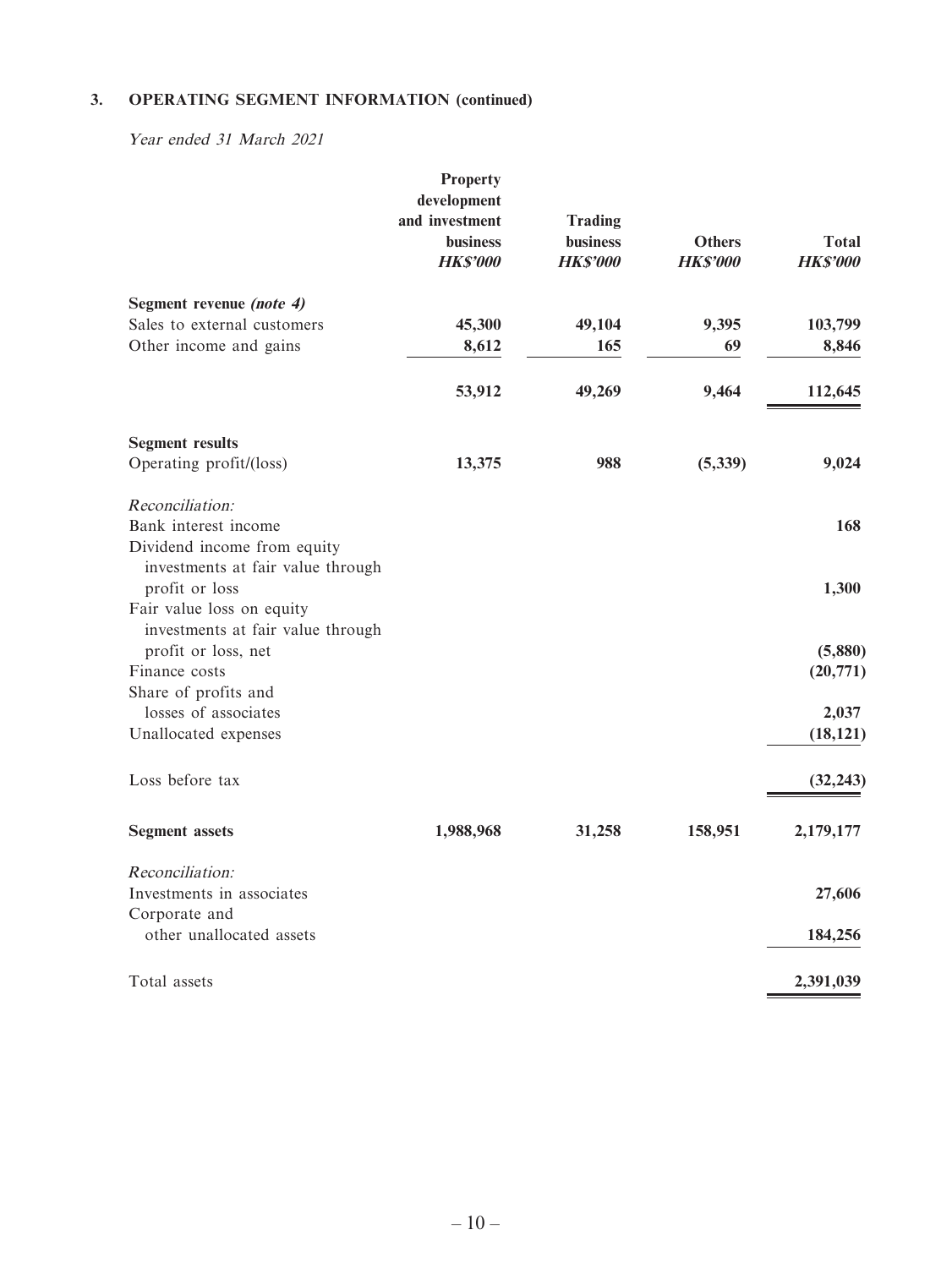## 3. OPERATING SEGMENT INFORMATION (continued)

*Year ended 31 March 2021*

| | Property development and investment business *HK$'000* | Trading business *HK$'000* | Others *HK$'000* | Total *HK$'000* |
|---|---|---|---|---|
| **Segment revenue** *(note 4)* | | | | |
| Sales to external customers | 45,300 | 49,104 | 9,395 | 103,799 |
| Other income and gains | 8,612 | 165 | 69 | 8,846 |
| | 53,912 | 49,269 | 9,464 | 112,645 |
| **Segment results** | | | | |
| Operating profit/(loss) | 13,375 | 988 | (5,339) | 9,024 |
| *Reconciliation:* | | | | |
| Bank interest income | | | | 168 |
| Dividend income from equity investments at fair value through profit or loss | | | | 1,300 |
| Fair value loss on equity investments at fair value through profit or loss, net | | | | (5,880) |
| Finance costs | | | | (20,771) |
| Share of profits and losses of associates | | | | 2,037 |
| Unallocated expenses | | | | (18,121) |
| Loss before tax | | | | (32,243) |
| **Segment assets** | 1,988,968 | 31,258 | 158,951 | 2,179,177 |
| *Reconciliation:* | | | | |
| Investments in associates | | | | 27,606 |
| Corporate and other unallocated assets | | | | 184,256 |
| Total assets | | | | 2,391,039 |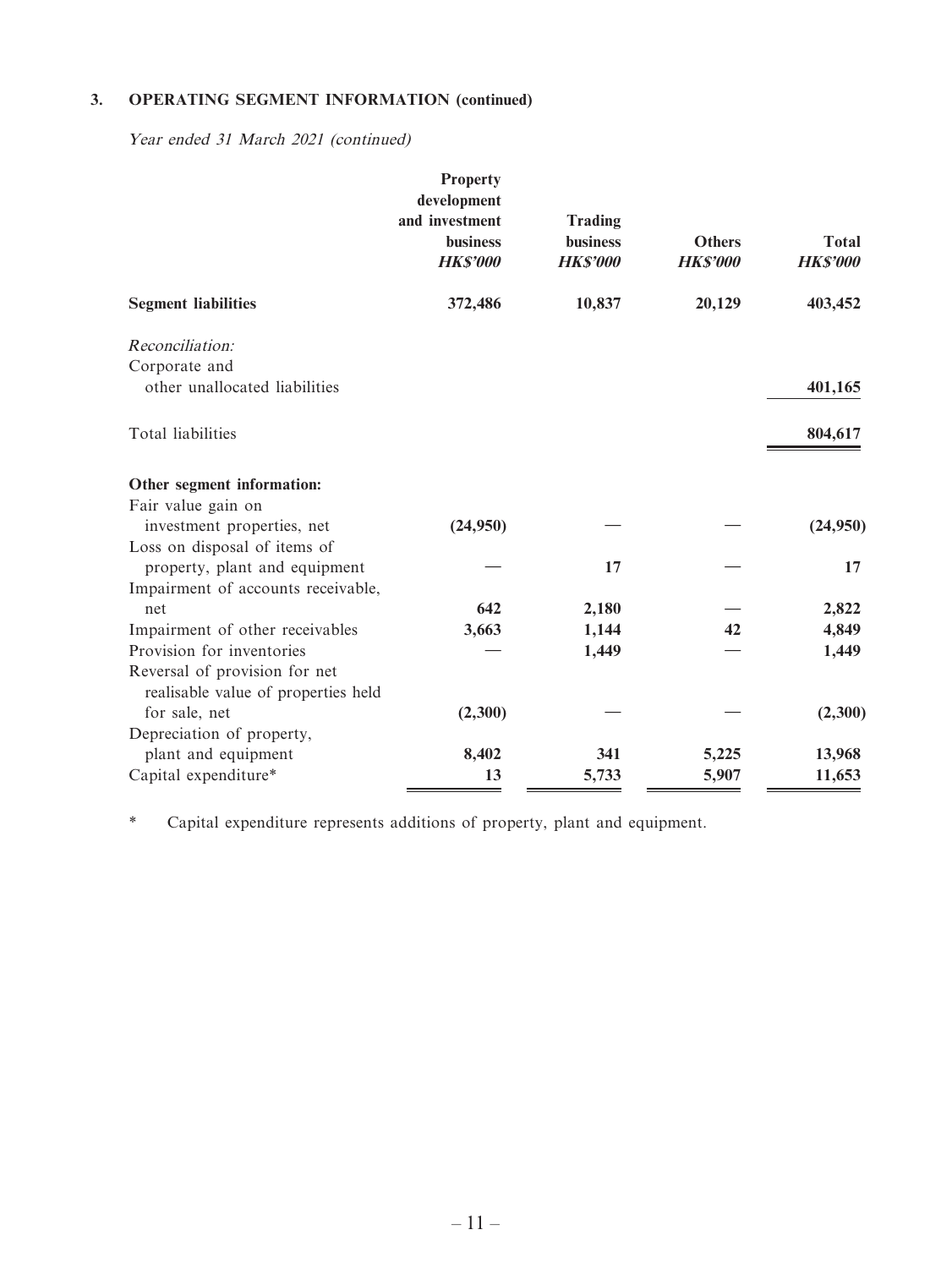### 3. OPERATING SEGMENT INFORMATION (continued)

*Year ended 31 March 2021 (continued)*

| | Property development and investment business *HK$'000* | Trading business *HK$'000* | Others *HK$'000* | Total *HK$'000* |
|---|---|---|---|---|
| **Segment liabilities** | **372,486** | **10,837** | **20,129** | **403,452** |
| *Reconciliation:* | | | | |
| Corporate and other unallocated liabilities | | | | 401,165 |
| Total liabilities | | | | 804,617 |
| **Other segment information:** | | | | |
| Fair value gain on investment properties, net | (24,950) | — | — | (24,950) |
| Loss on disposal of items of property, plant and equipment | — | 17 | — | 17 |
| Impairment of accounts receivable, net | 642 | 2,180 | — | 2,822 |
| Impairment of other receivables | 3,663 | 1,144 | 42 | 4,849 |
| Provision for inventories | — | 1,449 | — | 1,449 |
| Reversal of provision for net realisable value of properties held for sale, net | (2,300) | — | — | (2,300) |
| Depreciation of property, plant and equipment | 8,402 | 341 | 5,225 | 13,968 |
| Capital expenditure* | 13 | 5,733 | 5,907 | 11,653 |

\* Capital expenditure represents additions of property, plant and equipment.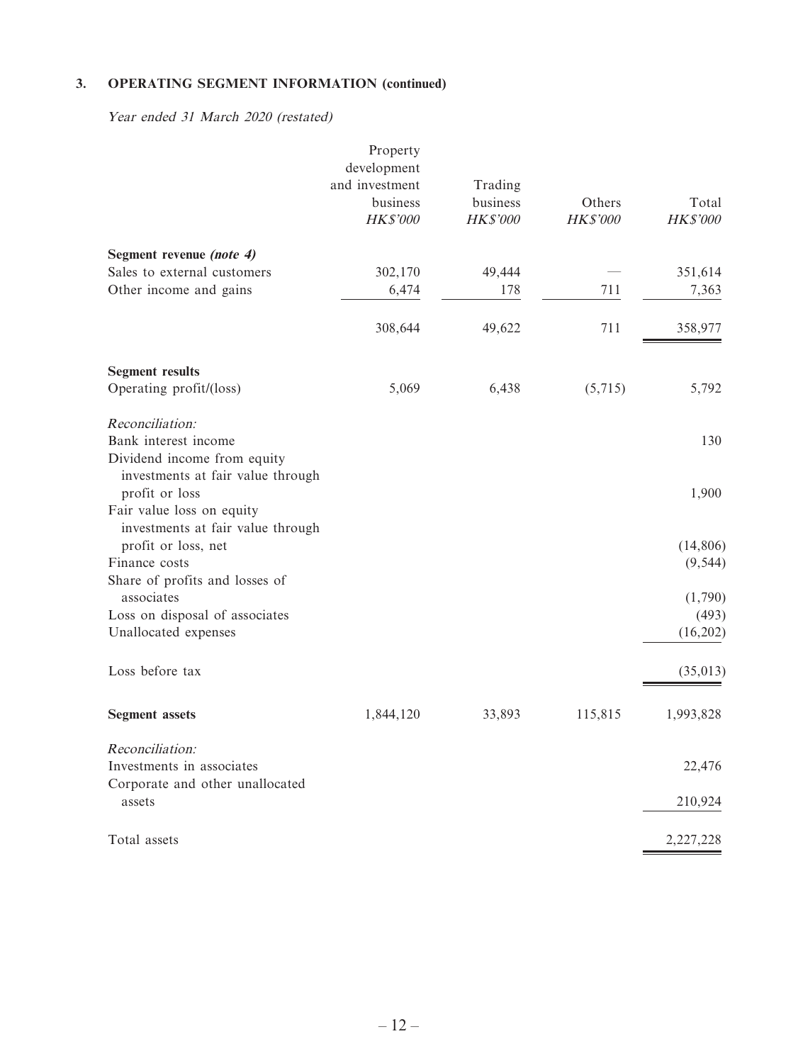## 3. OPERATING SEGMENT INFORMATION (continued)

*Year ended 31 March 2020 (restated)*

| | Property development and investment business *HK$'000* | Trading business *HK$'000* | Others *HK$'000* | Total *HK$'000* |
|---|---|---|---|---|
| **Segment revenue** ***(note 4)*** | | | | |
| Sales to external customers | 302,170 | 49,444 | — | 351,614 |
| Other income and gains | 6,474 | 178 | 711 | 7,363 |
| | 308,644 | 49,622 | 711 | 358,977 |
| **Segment results** | | | | |
| Operating profit/(loss) | 5,069 | 6,438 | (5,715) | 5,792 |
| *Reconciliation:* | | | | |
| Bank interest income | | | | 130 |
| Dividend income from equity investments at fair value through profit or loss | | | | 1,900 |
| Fair value loss on equity investments at fair value through profit or loss, net | | | | (14,806) |
| Finance costs | | | | (9,544) |
| Share of profits and losses of associates | | | | (1,790) |
| Loss on disposal of associates | | | | (493) |
| Unallocated expenses | | | | (16,202) |
| Loss before tax | | | | (35,013) |
| **Segment assets** | 1,844,120 | 33,893 | 115,815 | 1,993,828 |
| *Reconciliation:* | | | | |
| Investments in associates | | | | 22,476 |
| Corporate and other unallocated assets | | | | 210,924 |
| Total assets | | | | 2,227,228 |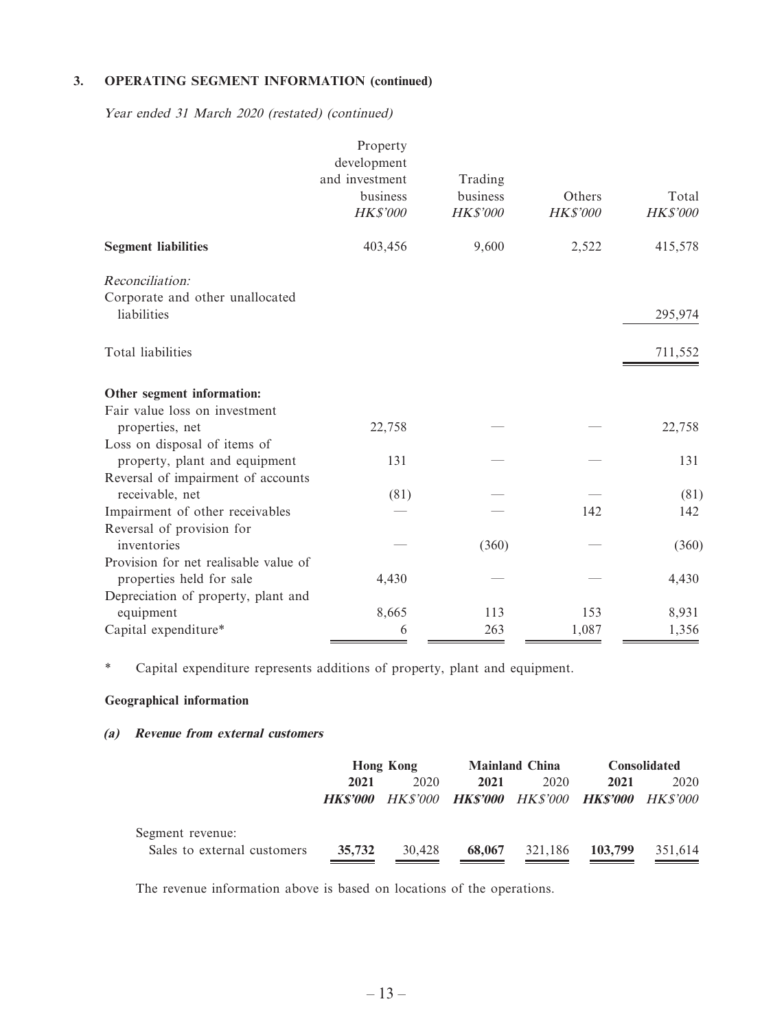### 3. OPERATING SEGMENT INFORMATION (continued)

*Year ended 31 March 2020 (restated) (continued)*

| | Property development and investment business *HK$'000* | Trading business *HK$'000* | Others *HK$'000* | Total *HK$'000* |
|---|---|---|---|---|
| **Segment liabilities** | 403,456 | 9,600 | 2,522 | 415,578 |
| *Reconciliation:* | | | | |
| Corporate and other unallocated liabilities | | | | 295,974 |
| Total liabilities | | | | 711,552 |
| **Other segment information:** | | | | |
| Fair value loss on investment properties, net | 22,758 | — | — | 22,758 |
| Loss on disposal of items of property, plant and equipment | 131 | — | — | 131 |
| Reversal of impairment of accounts receivable, net | (81) | — | — | (81) |
| Impairment of other receivables | — | — | 142 | 142 |
| Reversal of provision for inventories | — | (360) | — | (360) |
| Provision for net realisable value of properties held for sale | 4,430 | — | — | 4,430 |
| Depreciation of property, plant and equipment | 8,665 | 113 | 153 | 8,931 |
| Capital expenditure* | 6 | 263 | 1,087 | 1,356 |

\* Capital expenditure represents additions of property, plant and equipment.

**Geographical information**

***(a) Revenue from external customers***

| | Hong Kong | | Mainland China | | Consolidated | |
|---|---|---|---|---|---|---|
| | **2021** | 2020 | **2021** | 2020 | **2021** | 2020 |
| | ***HK$'000*** | *HK$'000* | ***HK$'000*** | *HK$'000* | ***HK$'000*** | *HK$'000* |
| Segment revenue: | | | | | | |
| Sales to external customers | **35,732** | 30,428 | **68,067** | 321,186 | **103,799** | 351,614 |

The revenue information above is based on locations of the operations.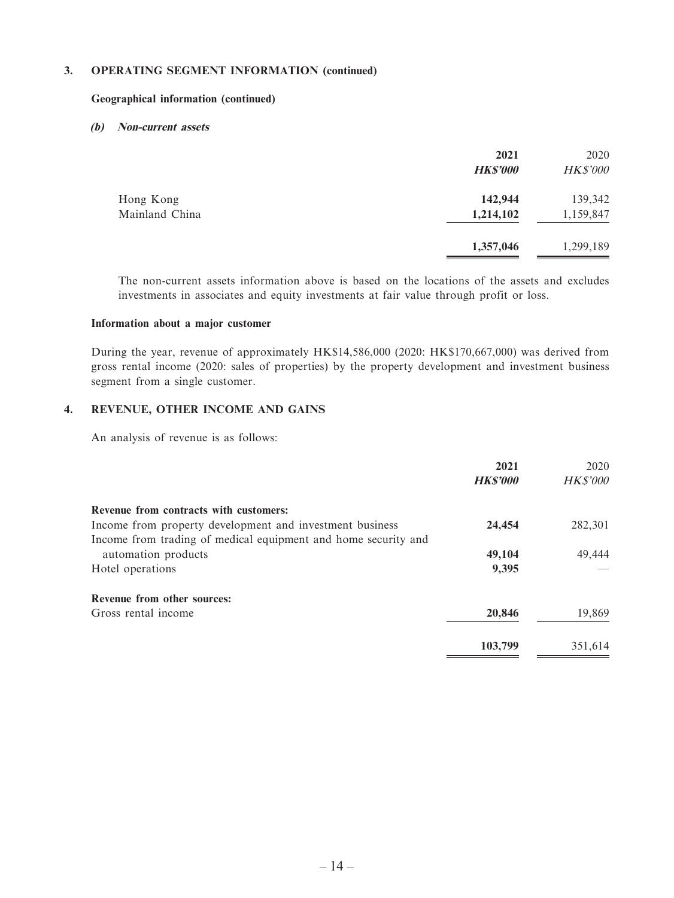### 3. OPERATING SEGMENT INFORMATION (continued)

**Geographical information (continued)**

***(b) Non-current assets***

| | 2021 | 2020 |
|---|---|---|
| | ***HK$'000*** | *HK$'000* |
| Hong Kong | **142,944** | 139,342 |
| Mainland China | **1,214,102** | 1,159,847 |
| | **1,357,046** | 1,299,189 |

The non-current assets information above is based on the locations of the assets and excludes investments in associates and equity investments at fair value through profit or loss.

**Information about a major customer**

During the year, revenue of approximately HK$14,586,000 (2020: HK$170,667,000) was derived from gross rental income (2020: sales of properties) by the property development and investment business segment from a single customer.

### 4. REVENUE, OTHER INCOME AND GAINS

An analysis of revenue is as follows:

| | 2021 | 2020 |
|---|---|---|
| | ***HK$'000*** | *HK$'000* |
| **Revenue from contracts with customers:** | | |
| Income from property development and investment business | **24,454** | 282,301 |
| Income from trading of medical equipment and home security and automation products | **49,104** | 49,444 |
| Hotel operations | **9,395** | — |
| **Revenue from other sources:** | | |
| Gross rental income | **20,846** | 19,869 |
| | **103,799** | 351,614 |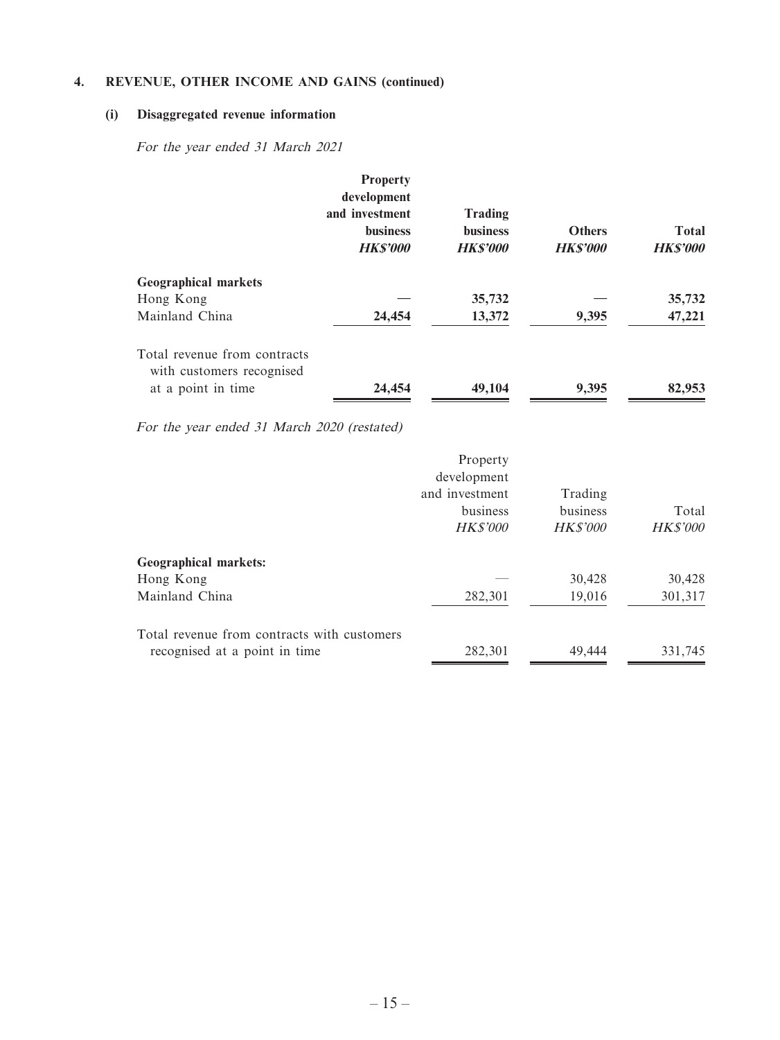## 4. REVENUE, OTHER INCOME AND GAINS (continued)

### (i) Disaggregated revenue information

*For the year ended 31 March 2021*

| | Property development and investment business *HK$'000* | Trading business *HK$'000* | Others *HK$'000* | Total *HK$'000* |
|---|---|---|---|---|
| **Geographical markets** | | | | |
| Hong Kong | — | 35,732 | — | 35,732 |
| Mainland China | 24,454 | 13,372 | 9,395 | 47,221 |
| Total revenue from contracts with customers recognised at a point in time | 24,454 | 49,104 | 9,395 | 82,953 |

*For the year ended 31 March 2020 (restated)*

| | Property development and investment business *HK$'000* | Trading business *HK$'000* | Total *HK$'000* |
|---|---|---|---|
| **Geographical markets:** | | | |
| Hong Kong | — | 30,428 | 30,428 |
| Mainland China | 282,301 | 19,016 | 301,317 |
| Total revenue from contracts with customers recognised at a point in time | 282,301 | 49,444 | 331,745 |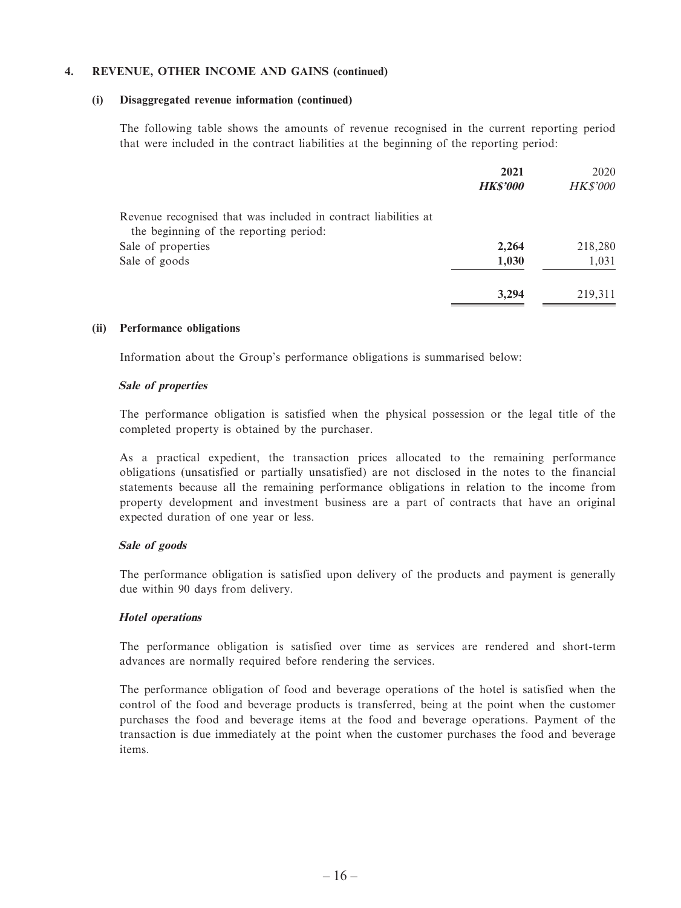## 4. REVENUE, OTHER INCOME AND GAINS (continued)

### (i) Disaggregated revenue information (continued)

The following table shows the amounts of revenue recognised in the current reporting period that were included in the contract liabilities at the beginning of the reporting period:

| | **2021** | 2020 |
|---|---|---|
| | ***HK$'000*** | *HK$'000* |
| Revenue recognised that was included in contract liabilities at the beginning of the reporting period: | | |
| Sale of properties | **2,264** | 218,280 |
| Sale of goods | **1,030** | 1,031 |
| | **3,294** | 219,311 |

### (ii) Performance obligations

Information about the Group's performance obligations is summarised below:

***Sale of properties***

The performance obligation is satisfied when the physical possession or the legal title of the completed property is obtained by the purchaser.

As a practical expedient, the transaction prices allocated to the remaining performance obligations (unsatisfied or partially unsatisfied) are not disclosed in the notes to the financial statements because all the remaining performance obligations in relation to the income from property development and investment business are a part of contracts that have an original expected duration of one year or less.

***Sale of goods***

The performance obligation is satisfied upon delivery of the products and payment is generally due within 90 days from delivery.

***Hotel operations***

The performance obligation is satisfied over time as services are rendered and short-term advances are normally required before rendering the services.

The performance obligation of food and beverage operations of the hotel is satisfied when the control of the food and beverage products is transferred, being at the point when the customer purchases the food and beverage items at the food and beverage operations. Payment of the transaction is due immediately at the point when the customer purchases the food and beverage items.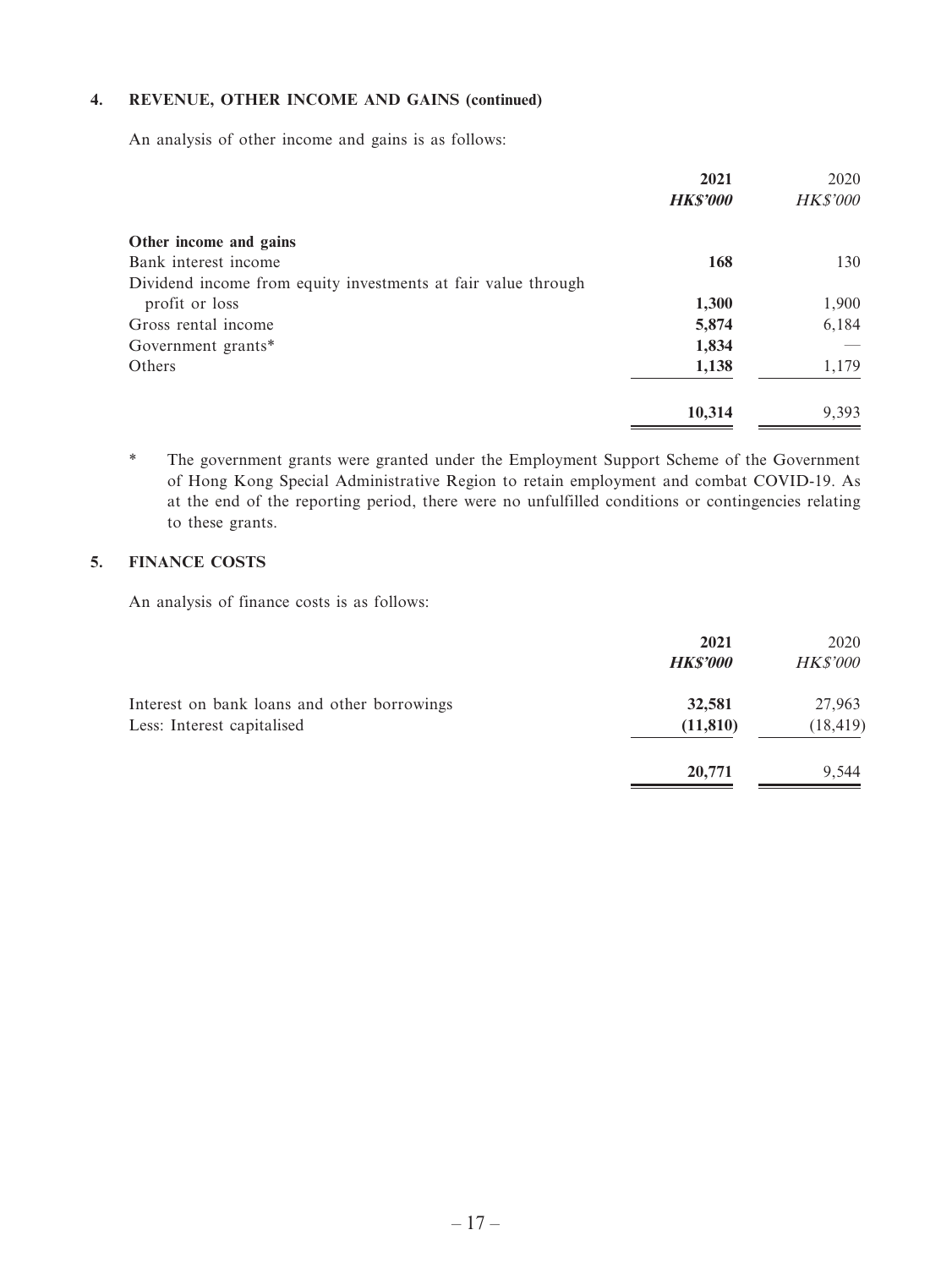## 4. REVENUE, OTHER INCOME AND GAINS (continued)

An analysis of other income and gains is as follows:

| | **2021** | 2020 |
|---|---|---|
| | ***HK$'000*** | *HK$'000* |
| **Other income and gains** | | |
| Bank interest income | **168** | 130 |
| Dividend income from equity investments at fair value through profit or loss | **1,300** | 1,900 |
| Gross rental income | **5,874** | 6,184 |
| Government grants* | **1,834** | — |
| Others | **1,138** | 1,179 |
| | **10,314** | 9,393 |

\* The government grants were granted under the Employment Support Scheme of the Government of Hong Kong Special Administrative Region to retain employment and combat COVID-19. As at the end of the reporting period, there were no unfulfilled conditions or contingencies relating to these grants.

## 5. FINANCE COSTS

An analysis of finance costs is as follows:

| | **2021** | 2020 |
|---|---|---|
| | ***HK$'000*** | *HK$'000* |
| Interest on bank loans and other borrowings | **32,581** | 27,963 |
| Less: Interest capitalised | **(11,810)** | (18,419) |
| | **20,771** | 9,544 |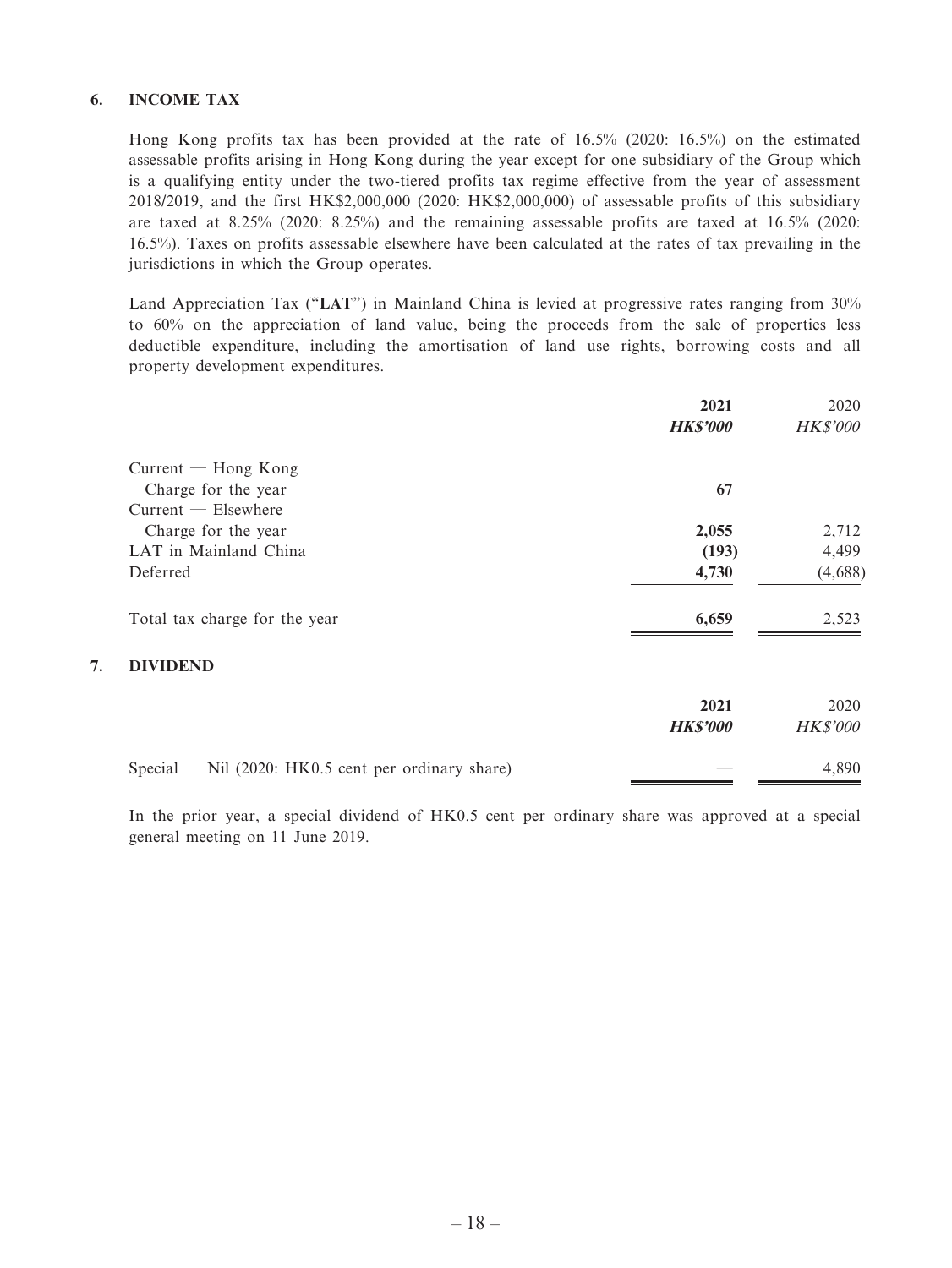## 6. INCOME TAX

Hong Kong profits tax has been provided at the rate of 16.5% (2020: 16.5%) on the estimated assessable profits arising in Hong Kong during the year except for one subsidiary of the Group which is a qualifying entity under the two-tiered profits tax regime effective from the year of assessment 2018/2019, and the first HK$2,000,000 (2020: HK$2,000,000) of assessable profits of this subsidiary are taxed at 8.25% (2020: 8.25%) and the remaining assessable profits are taxed at 16.5% (2020: 16.5%). Taxes on profits assessable elsewhere have been calculated at the rates of tax prevailing in the jurisdictions in which the Group operates.

Land Appreciation Tax ("**LAT**") in Mainland China is levied at progressive rates ranging from 30% to 60% on the appreciation of land value, being the proceeds from the sale of properties less deductible expenditure, including the amortisation of land use rights, borrowing costs and all property development expenditures.

| | **2021** | 2020 |
|---|---|---|
| | ***HK$'000*** | *HK$'000* |
| Current — Hong Kong | | |
| Charge for the year | **67** | — |
| Current — Elsewhere | | |
| Charge for the year | **2,055** | 2,712 |
| LAT in Mainland China | **(193)** | 4,499 |
| Deferred | **4,730** | (4,688) |
| Total tax charge for the year | **6,659** | 2,523 |

## 7. DIVIDEND

| | **2021** | 2020 |
|---|---|---|
| | ***HK$'000*** | *HK$'000* |
| Special — Nil (2020: HK0.5 cent per ordinary share) | **—** | 4,890 |

In the prior year, a special dividend of HK0.5 cent per ordinary share was approved at a special general meeting on 11 June 2019.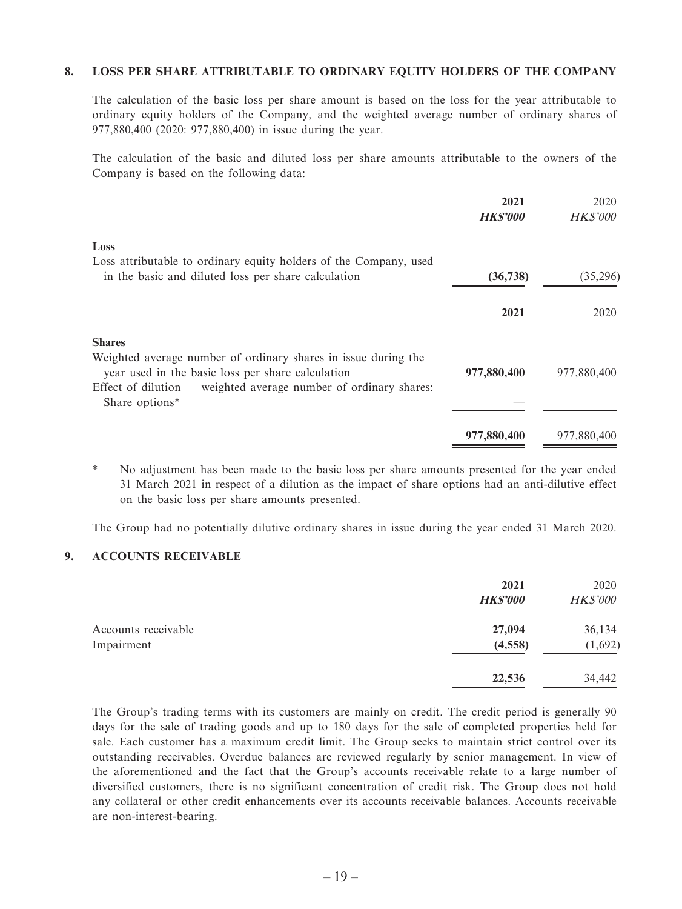## 8. LOSS PER SHARE ATTRIBUTABLE TO ORDINARY EQUITY HOLDERS OF THE COMPANY

The calculation of the basic loss per share amount is based on the loss for the year attributable to ordinary equity holders of the Company, and the weighted average number of ordinary shares of 977,880,400 (2020: 977,880,400) in issue during the year.

The calculation of the basic and diluted loss per share amounts attributable to the owners of the Company is based on the following data:

| | **2021** | 2020 |
|---|---|---|
| | ***HK$'000*** | *HK$'000* |
| **Loss** | | |
| Loss attributable to ordinary equity holders of the Company, used in the basic and diluted loss per share calculation | **(36,738)** | (35,296) |

| | **2021** | 2020 |
|---|---|---|
| **Shares** | | |
| Weighted average number of ordinary shares in issue during the year used in the basic loss per share calculation | **977,880,400** | 977,880,400 |
| Effect of dilution — weighted average number of ordinary shares: Share options* | **—** | — |
| | **977,880,400** | 977,880,400 |

\* No adjustment has been made to the basic loss per share amounts presented for the year ended 31 March 2021 in respect of a dilution as the impact of share options had an anti-dilutive effect on the basic loss per share amounts presented.

The Group had no potentially dilutive ordinary shares in issue during the year ended 31 March 2020.

## 9. ACCOUNTS RECEIVABLE

| | **2021** | 2020 |
|---|---|---|
| | ***HK$'000*** | *HK$'000* |
| Accounts receivable | **27,094** | 36,134 |
| Impairment | **(4,558)** | (1,692) |
| | **22,536** | 34,442 |

The Group's trading terms with its customers are mainly on credit. The credit period is generally 90 days for the sale of trading goods and up to 180 days for the sale of completed properties held for sale. Each customer has a maximum credit limit. The Group seeks to maintain strict control over its outstanding receivables. Overdue balances are reviewed regularly by senior management. In view of the aforementioned and the fact that the Group's accounts receivable relate to a large number of diversified customers, there is no significant concentration of credit risk. The Group does not hold any collateral or other credit enhancements over its accounts receivable balances. Accounts receivable are non-interest-bearing.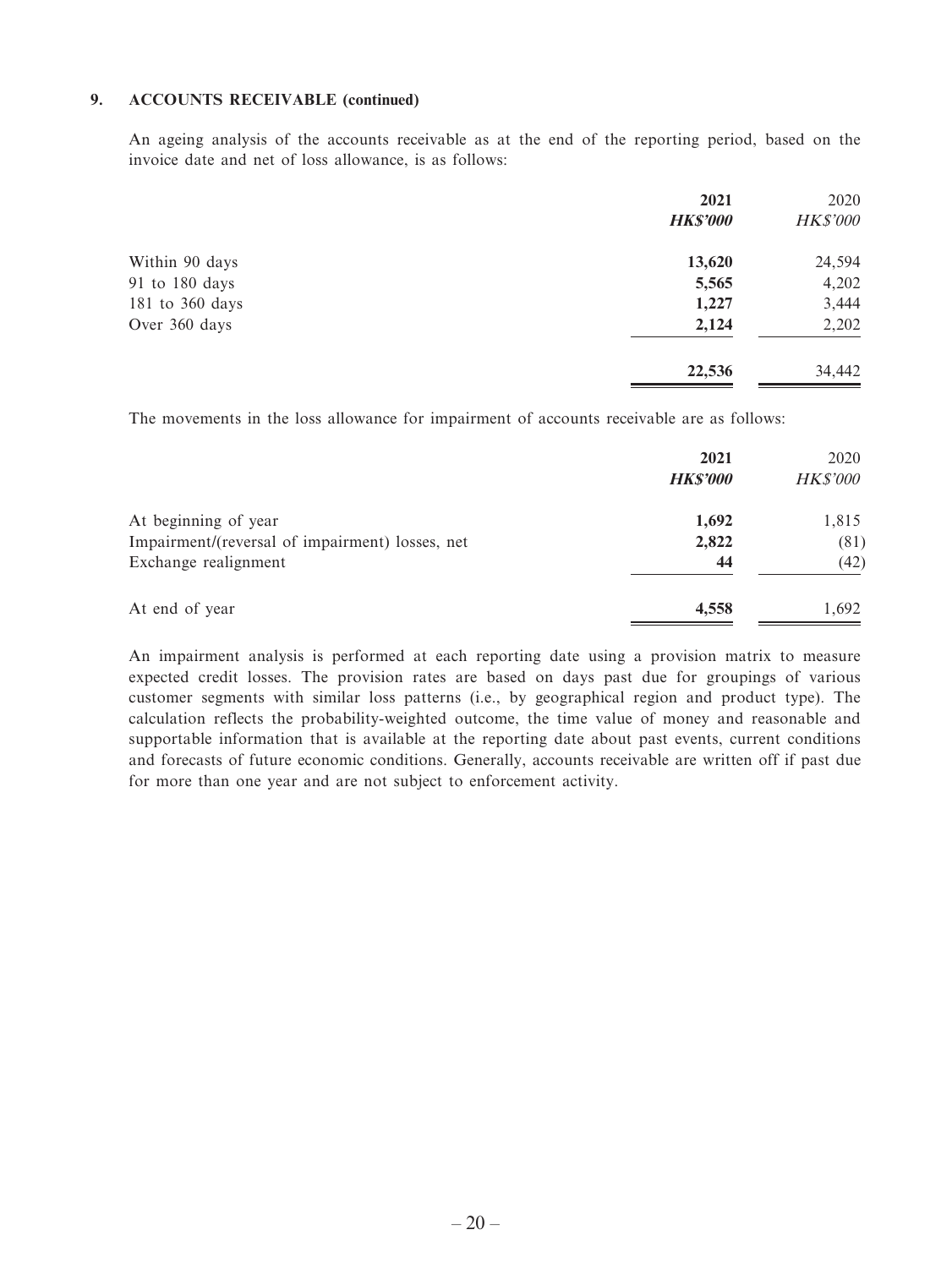**9. ACCOUNTS RECEIVABLE (continued)**

An ageing analysis of the accounts receivable as at the end of the reporting period, based on the invoice date and net of loss allowance, is as follows:

| | **2021** | 2020 |
|---|---|---|
| | ***HK$'000*** | *HK$'000* |
| Within 90 days | **13,620** | 24,594 |
| 91 to 180 days | **5,565** | 4,202 |
| 181 to 360 days | **1,227** | 3,444 |
| Over 360 days | **2,124** | 2,202 |
| | **22,536** | 34,442 |

The movements in the loss allowance for impairment of accounts receivable are as follows:

| | **2021** | 2020 |
|---|---|---|
| | ***HK$'000*** | *HK$'000* |
| At beginning of year | **1,692** | 1,815 |
| Impairment/(reversal of impairment) losses, net | **2,822** | (81) |
| Exchange realignment | **44** | (42) |
| At end of year | **4,558** | 1,692 |

An impairment analysis is performed at each reporting date using a provision matrix to measure expected credit losses. The provision rates are based on days past due for groupings of various customer segments with similar loss patterns (i.e., by geographical region and product type). The calculation reflects the probability-weighted outcome, the time value of money and reasonable and supportable information that is available at the reporting date about past events, current conditions and forecasts of future economic conditions. Generally, accounts receivable are written off if past due for more than one year and are not subject to enforcement activity.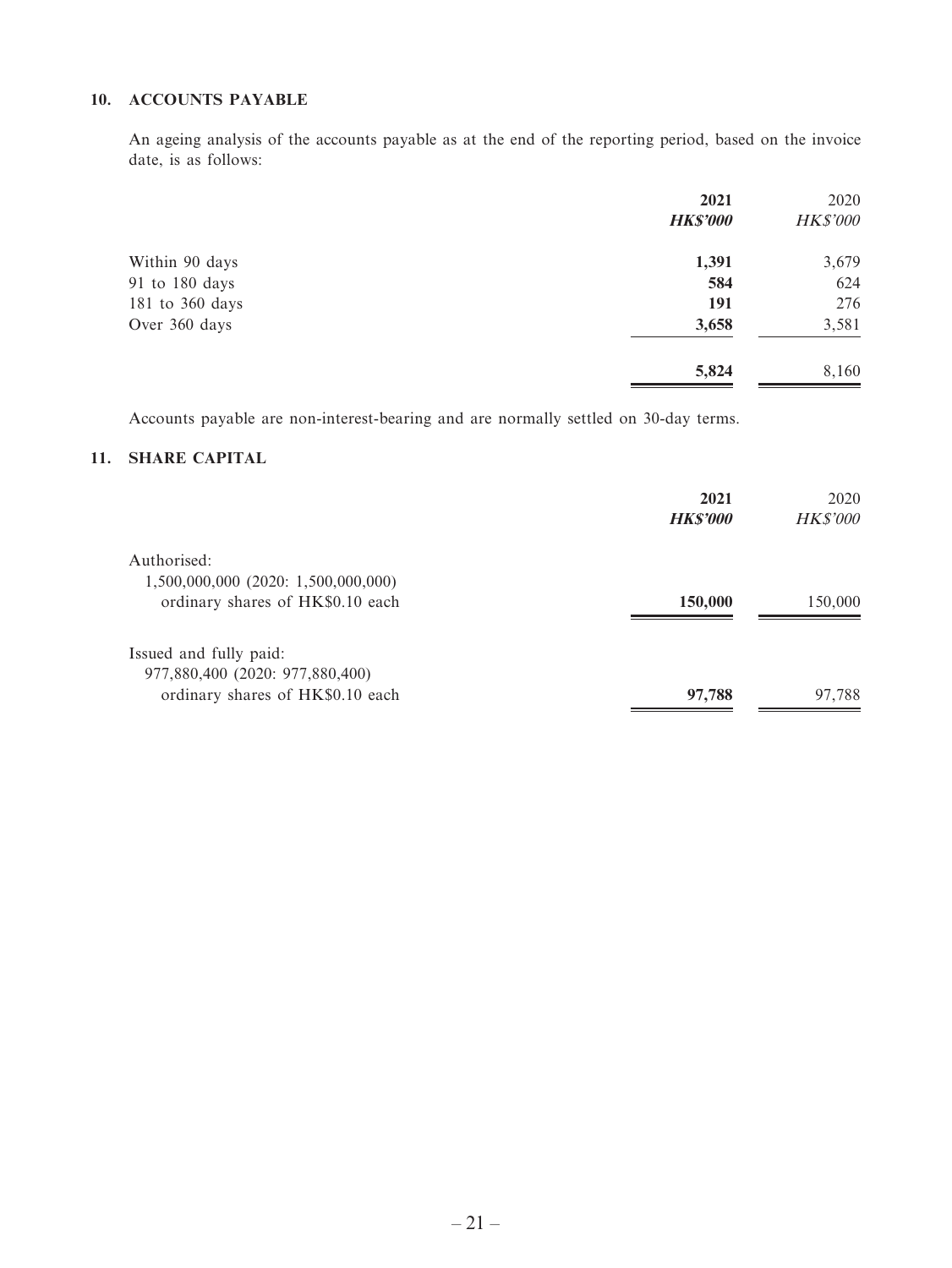### 10. ACCOUNTS PAYABLE

An ageing analysis of the accounts payable as at the end of the reporting period, based on the invoice date, is as follows:

| | **2021** | 2020 |
|---|---|---|
| | ***HK$'000*** | *HK$'000* |
| Within 90 days | **1,391** | 3,679 |
| 91 to 180 days | **584** | 624 |
| 181 to 360 days | **191** | 276 |
| Over 360 days | **3,658** | 3,581 |
| | **5,824** | 8,160 |

Accounts payable are non-interest-bearing and are normally settled on 30-day terms.

### 11. SHARE CAPITAL

| | **2021** | 2020 |
|---|---|---|
| | ***HK$'000*** | *HK$'000* |
| Authorised: | | |
| 1,500,000,000 (2020: 1,500,000,000) ordinary shares of HK$0.10 each | **150,000** | 150,000 |
| Issued and fully paid: | | |
| 977,880,400 (2020: 977,880,400) ordinary shares of HK$0.10 each | **97,788** | 97,788 |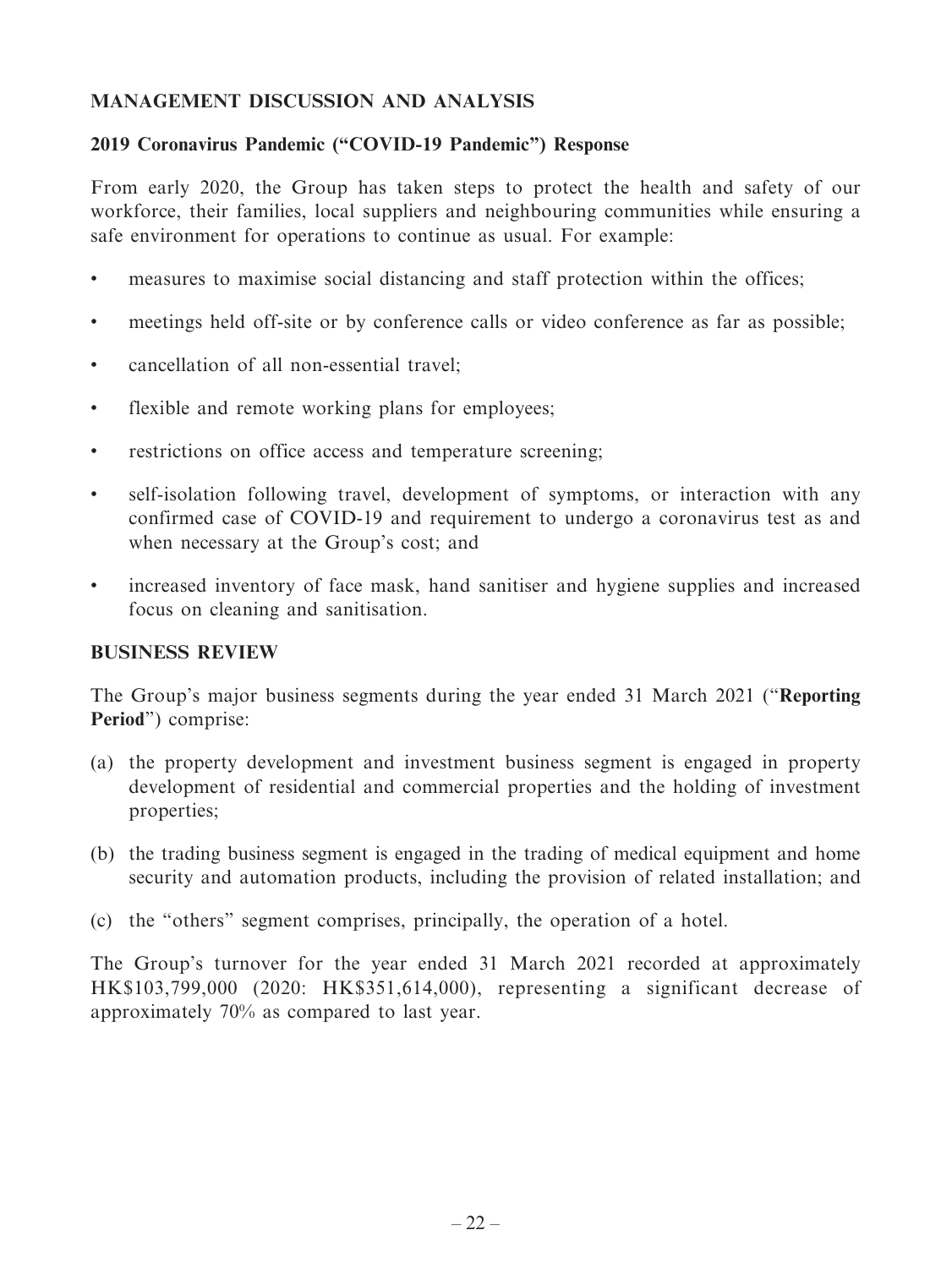## MANAGEMENT DISCUSSION AND ANALYSIS

### 2019 Coronavirus Pandemic ("COVID-19 Pandemic") Response

From early 2020, the Group has taken steps to protect the health and safety of our workforce, their families, local suppliers and neighbouring communities while ensuring a safe environment for operations to continue as usual. For example:

- measures to maximise social distancing and staff protection within the offices;
- meetings held off-site or by conference calls or video conference as far as possible;
- cancellation of all non-essential travel;
- flexible and remote working plans for employees;
- restrictions on office access and temperature screening;
- self-isolation following travel, development of symptoms, or interaction with any confirmed case of COVID-19 and requirement to undergo a coronavirus test as and when necessary at the Group's cost; and
- increased inventory of face mask, hand sanitiser and hygiene supplies and increased focus on cleaning and sanitisation.

## BUSINESS REVIEW

The Group's major business segments during the year ended 31 March 2021 ("**Reporting Period**") comprise:

(a) the property development and investment business segment is engaged in property development of residential and commercial properties and the holding of investment properties;

(b) the trading business segment is engaged in the trading of medical equipment and home security and automation products, including the provision of related installation; and

(c) the "others" segment comprises, principally, the operation of a hotel.

The Group's turnover for the year ended 31 March 2021 recorded at approximately HK$103,799,000 (2020: HK$351,614,000), representing a significant decrease of approximately 70% as compared to last year.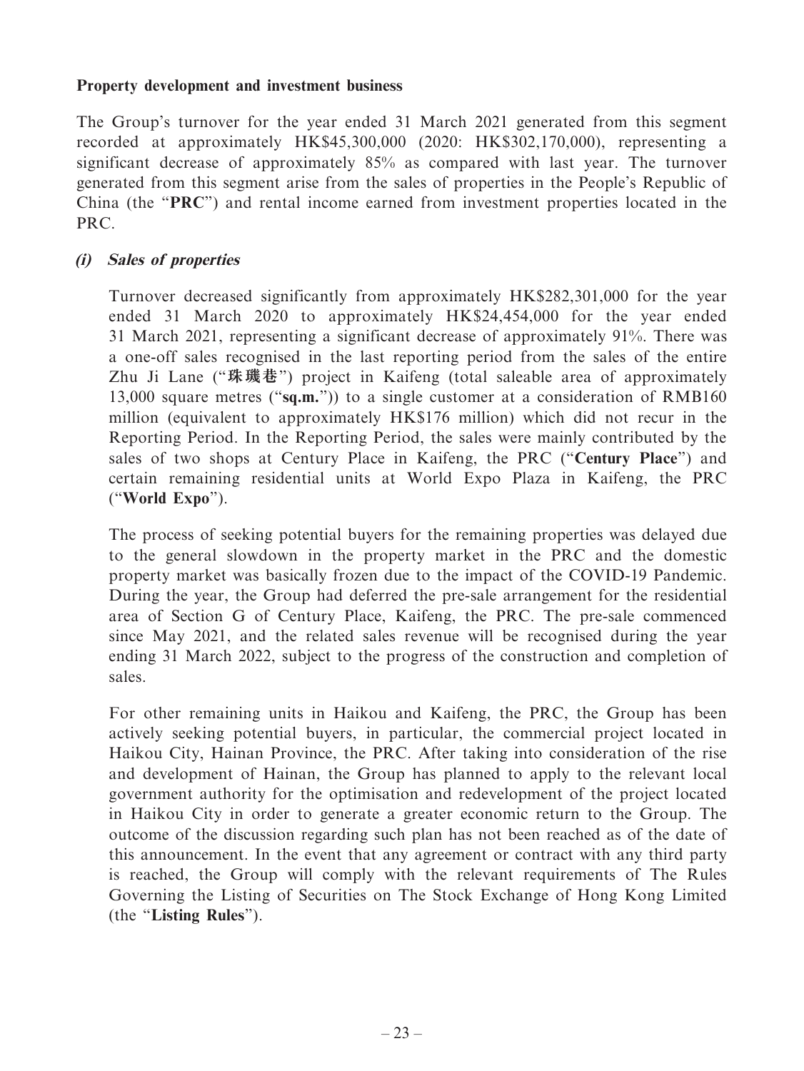**Property development and investment business**

The Group's turnover for the year ended 31 March 2021 generated from this segment recorded at approximately HK$45,300,000 (2020: HK$302,170,000), representing a significant decrease of approximately 85% as compared with last year. The turnover generated from this segment arise from the sales of properties in the People's Republic of China (the "**PRC**") and rental income earned from investment properties located in the PRC.

***(i) Sales of properties***

Turnover decreased significantly from approximately HK$282,301,000 for the year ended 31 March 2020 to approximately HK$24,454,000 for the year ended 31 March 2021, representing a significant decrease of approximately 91%. There was a one-off sales recognised in the last reporting period from the sales of the entire Zhu Ji Lane ("**珠璣巷**") project in Kaifeng (total saleable area of approximately 13,000 square metres ("**sq.m.**")) to a single customer at a consideration of RMB160 million (equivalent to approximately HK$176 million) which did not recur in the Reporting Period. In the Reporting Period, the sales were mainly contributed by the sales of two shops at Century Place in Kaifeng, the PRC ("**Century Place**") and certain remaining residential units at World Expo Plaza in Kaifeng, the PRC ("**World Expo**").

The process of seeking potential buyers for the remaining properties was delayed due to the general slowdown in the property market in the PRC and the domestic property market was basically frozen due to the impact of the COVID-19 Pandemic. During the year, the Group had deferred the pre-sale arrangement for the residential area of Section G of Century Place, Kaifeng, the PRC. The pre-sale commenced since May 2021, and the related sales revenue will be recognised during the year ending 31 March 2022, subject to the progress of the construction and completion of sales.

For other remaining units in Haikou and Kaifeng, the PRC, the Group has been actively seeking potential buyers, in particular, the commercial project located in Haikou City, Hainan Province, the PRC. After taking into consideration of the rise and development of Hainan, the Group has planned to apply to the relevant local government authority for the optimisation and redevelopment of the project located in Haikou City in order to generate a greater economic return to the Group. The outcome of the discussion regarding such plan has not been reached as of the date of this announcement. In the event that any agreement or contract with any third party is reached, the Group will comply with the relevant requirements of The Rules Governing the Listing of Securities on The Stock Exchange of Hong Kong Limited (the "**Listing Rules**").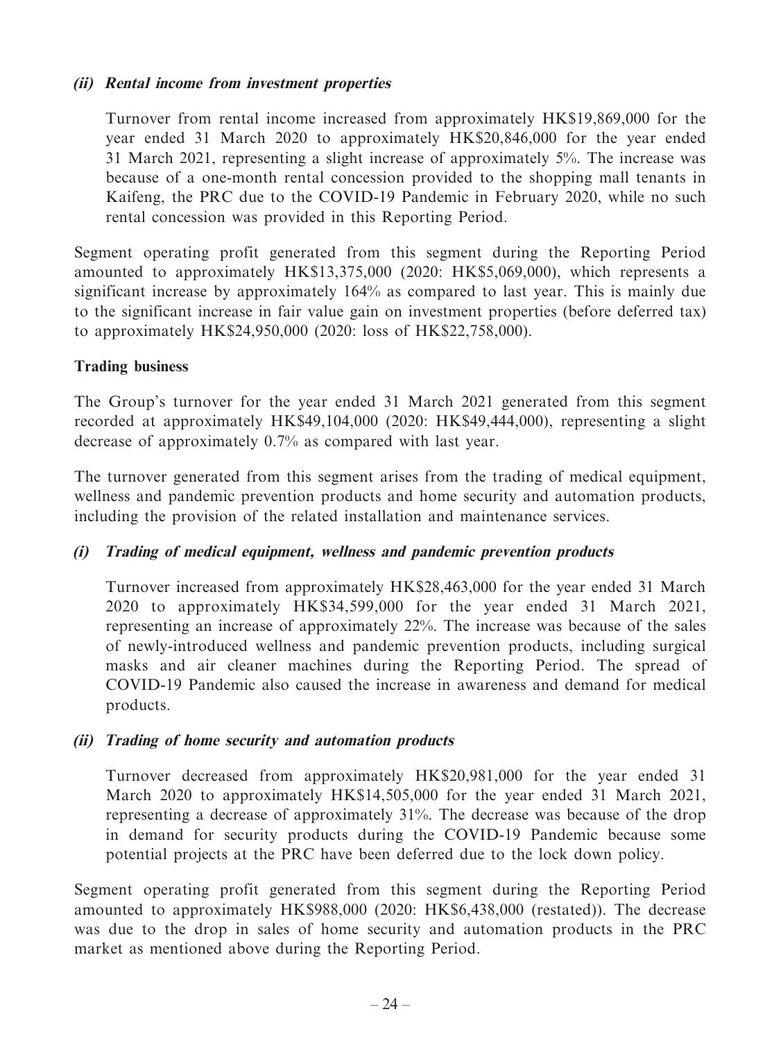***(ii) Rental income from investment properties***

Turnover from rental income increased from approximately HK$19,869,000 for the year ended 31 March 2020 to approximately HK$20,846,000 for the year ended 31 March 2021, representing a slight increase of approximately 5%. The increase was because of a one-month rental concession provided to the shopping mall tenants in Kaifeng, the PRC due to the COVID-19 Pandemic in February 2020, while no such rental concession was provided in this Reporting Period.

Segment operating profit generated from this segment during the Reporting Period amounted to approximately HK$13,375,000 (2020: HK$5,069,000), which represents a significant increase by approximately 164% as compared to last year. This is mainly due to the significant increase in fair value gain on investment properties (before deferred tax) to approximately HK$24,950,000 (2020: loss of HK$22,758,000).

**Trading business**

The Group's turnover for the year ended 31 March 2021 generated from this segment recorded at approximately HK$49,104,000 (2020: HK$49,444,000), representing a slight decrease of approximately 0.7% as compared with last year.

The turnover generated from this segment arises from the trading of medical equipment, wellness and pandemic prevention products and home security and automation products, including the provision of the related installation and maintenance services.

***(i) Trading of medical equipment, wellness and pandemic prevention products***

Turnover increased from approximately HK$28,463,000 for the year ended 31 March 2020 to approximately HK$34,599,000 for the year ended 31 March 2021, representing an increase of approximately 22%. The increase was because of the sales of newly-introduced wellness and pandemic prevention products, including surgical masks and air cleaner machines during the Reporting Period. The spread of COVID-19 Pandemic also caused the increase in awareness and demand for medical products.

***(ii) Trading of home security and automation products***

Turnover decreased from approximately HK$20,981,000 for the year ended 31 March 2020 to approximately HK$14,505,000 for the year ended 31 March 2021, representing a decrease of approximately 31%. The decrease was because of the drop in demand for security products during the COVID-19 Pandemic because some potential projects at the PRC have been deferred due to the lock down policy.

Segment operating profit generated from this segment during the Reporting Period amounted to approximately HK$988,000 (2020: HK$6,438,000 (restated)). The decrease was due to the drop in sales of home security and automation products in the PRC market as mentioned above during the Reporting Period.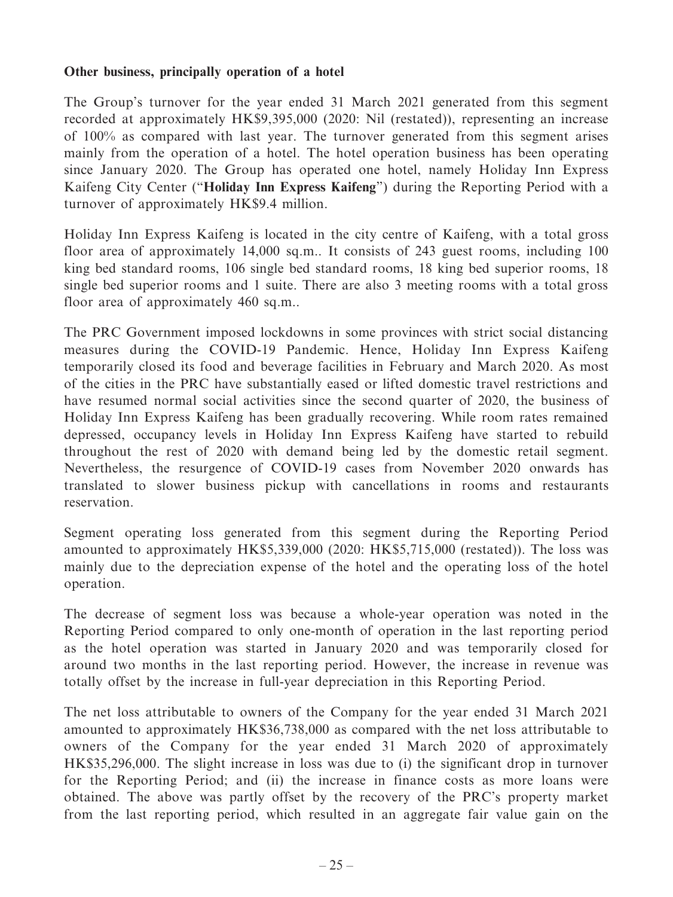**Other business, principally operation of a hotel**

The Group's turnover for the year ended 31 March 2021 generated from this segment recorded at approximately HK$9,395,000 (2020: Nil (restated)), representing an increase of 100% as compared with last year. The turnover generated from this segment arises mainly from the operation of a hotel. The hotel operation business has been operating since January 2020. The Group has operated one hotel, namely Holiday Inn Express Kaifeng City Center ("**Holiday Inn Express Kaifeng**") during the Reporting Period with a turnover of approximately HK$9.4 million.

Holiday Inn Express Kaifeng is located in the city centre of Kaifeng, with a total gross floor area of approximately 14,000 sq.m.. It consists of 243 guest rooms, including 100 king bed standard rooms, 106 single bed standard rooms, 18 king bed superior rooms, 18 single bed superior rooms and 1 suite. There are also 3 meeting rooms with a total gross floor area of approximately 460 sq.m..

The PRC Government imposed lockdowns in some provinces with strict social distancing measures during the COVID-19 Pandemic. Hence, Holiday Inn Express Kaifeng temporarily closed its food and beverage facilities in February and March 2020. As most of the cities in the PRC have substantially eased or lifted domestic travel restrictions and have resumed normal social activities since the second quarter of 2020, the business of Holiday Inn Express Kaifeng has been gradually recovering. While room rates remained depressed, occupancy levels in Holiday Inn Express Kaifeng have started to rebuild throughout the rest of 2020 with demand being led by the domestic retail segment. Nevertheless, the resurgence of COVID-19 cases from November 2020 onwards has translated to slower business pickup with cancellations in rooms and restaurants reservation.

Segment operating loss generated from this segment during the Reporting Period amounted to approximately HK$5,339,000 (2020: HK$5,715,000 (restated)). The loss was mainly due to the depreciation expense of the hotel and the operating loss of the hotel operation.

The decrease of segment loss was because a whole-year operation was noted in the Reporting Period compared to only one-month of operation in the last reporting period as the hotel operation was started in January 2020 and was temporarily closed for around two months in the last reporting period. However, the increase in revenue was totally offset by the increase in full-year depreciation in this Reporting Period.

The net loss attributable to owners of the Company for the year ended 31 March 2021 amounted to approximately HK$36,738,000 as compared with the net loss attributable to owners of the Company for the year ended 31 March 2020 of approximately HK$35,296,000. The slight increase in loss was due to (i) the significant drop in turnover for the Reporting Period; and (ii) the increase in finance costs as more loans were obtained. The above was partly offset by the recovery of the PRC's property market from the last reporting period, which resulted in an aggregate fair value gain on the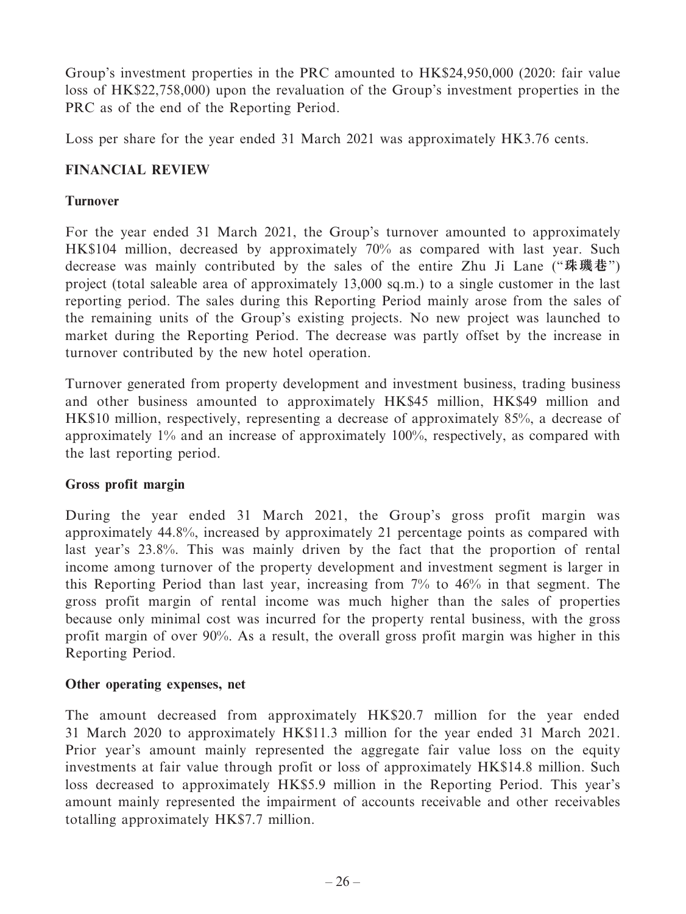Group's investment properties in the PRC amounted to HK$24,950,000 (2020: fair value loss of HK$22,758,000) upon the revaluation of the Group's investment properties in the PRC as of the end of the Reporting Period.

Loss per share for the year ended 31 March 2021 was approximately HK3.76 cents.

## FINANCIAL REVIEW

### Turnover

For the year ended 31 March 2021, the Group's turnover amounted to approximately HK$104 million, decreased by approximately 70% as compared with last year. Such decrease was mainly contributed by the sales of the entire Zhu Ji Lane ("珠璣巷") project (total saleable area of approximately 13,000 sq.m.) to a single customer in the last reporting period. The sales during this Reporting Period mainly arose from the sales of the remaining units of the Group's existing projects. No new project was launched to market during the Reporting Period. The decrease was partly offset by the increase in turnover contributed by the new hotel operation.

Turnover generated from property development and investment business, trading business and other business amounted to approximately HK$45 million, HK$49 million and HK$10 million, respectively, representing a decrease of approximately 85%, a decrease of approximately 1% and an increase of approximately 100%, respectively, as compared with the last reporting period.

### Gross profit margin

During the year ended 31 March 2021, the Group's gross profit margin was approximately 44.8%, increased by approximately 21 percentage points as compared with last year's 23.8%. This was mainly driven by the fact that the proportion of rental income among turnover of the property development and investment segment is larger in this Reporting Period than last year, increasing from 7% to 46% in that segment. The gross profit margin of rental income was much higher than the sales of properties because only minimal cost was incurred for the property rental business, with the gross profit margin of over 90%. As a result, the overall gross profit margin was higher in this Reporting Period.

### Other operating expenses, net

The amount decreased from approximately HK$20.7 million for the year ended 31 March 2020 to approximately HK$11.3 million for the year ended 31 March 2021. Prior year's amount mainly represented the aggregate fair value loss on the equity investments at fair value through profit or loss of approximately HK$14.8 million. Such loss decreased to approximately HK$5.9 million in the Reporting Period. This year's amount mainly represented the impairment of accounts receivable and other receivables totalling approximately HK$7.7 million.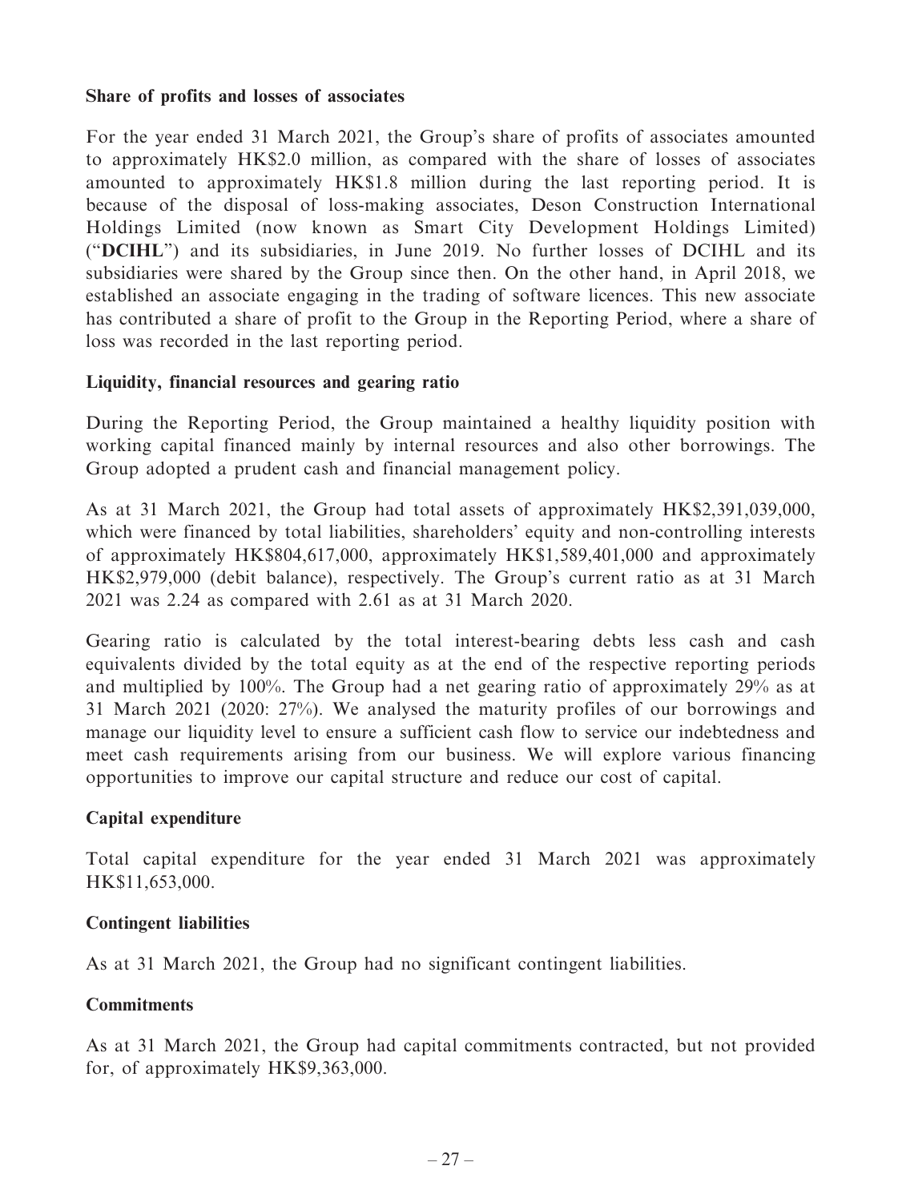**Share of profits and losses of associates**

For the year ended 31 March 2021, the Group's share of profits of associates amounted to approximately HK$2.0 million, as compared with the share of losses of associates amounted to approximately HK$1.8 million during the last reporting period. It is because of the disposal of loss-making associates, Deson Construction International Holdings Limited (now known as Smart City Development Holdings Limited) ("**DCIHL**") and its subsidiaries, in June 2019. No further losses of DCIHL and its subsidiaries were shared by the Group since then. On the other hand, in April 2018, we established an associate engaging in the trading of software licences. This new associate has contributed a share of profit to the Group in the Reporting Period, where a share of loss was recorded in the last reporting period.

**Liquidity, financial resources and gearing ratio**

During the Reporting Period, the Group maintained a healthy liquidity position with working capital financed mainly by internal resources and also other borrowings. The Group adopted a prudent cash and financial management policy.

As at 31 March 2021, the Group had total assets of approximately HK$2,391,039,000, which were financed by total liabilities, shareholders' equity and non-controlling interests of approximately HK$804,617,000, approximately HK$1,589,401,000 and approximately HK$2,979,000 (debit balance), respectively. The Group's current ratio as at 31 March 2021 was 2.24 as compared with 2.61 as at 31 March 2020.

Gearing ratio is calculated by the total interest-bearing debts less cash and cash equivalents divided by the total equity as at the end of the respective reporting periods and multiplied by 100%. The Group had a net gearing ratio of approximately 29% as at 31 March 2021 (2020: 27%). We analysed the maturity profiles of our borrowings and manage our liquidity level to ensure a sufficient cash flow to service our indebtedness and meet cash requirements arising from our business. We will explore various financing opportunities to improve our capital structure and reduce our cost of capital.

**Capital expenditure**

Total capital expenditure for the year ended 31 March 2021 was approximately HK$11,653,000.

**Contingent liabilities**

As at 31 March 2021, the Group had no significant contingent liabilities.

**Commitments**

As at 31 March 2021, the Group had capital commitments contracted, but not provided for, of approximately HK$9,363,000.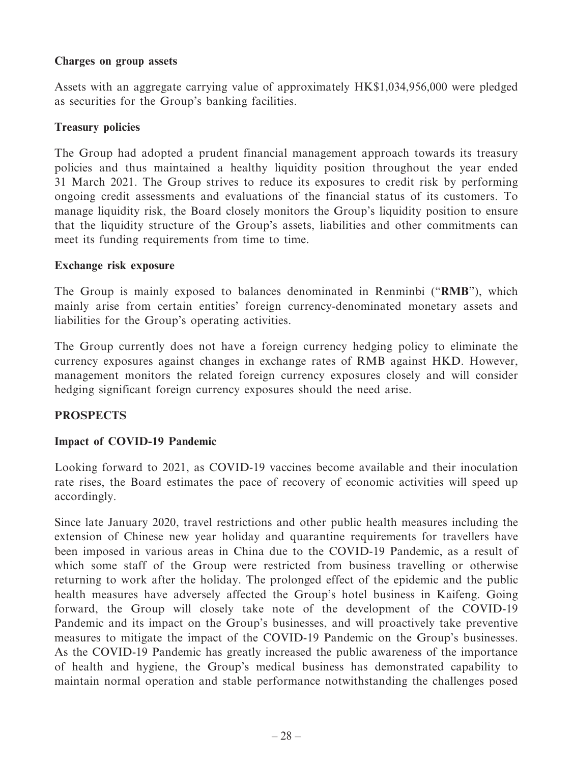**Charges on group assets**

Assets with an aggregate carrying value of approximately HK$1,034,956,000 were pledged as securities for the Group's banking facilities.

**Treasury policies**

The Group had adopted a prudent financial management approach towards its treasury policies and thus maintained a healthy liquidity position throughout the year ended 31 March 2021. The Group strives to reduce its exposures to credit risk by performing ongoing credit assessments and evaluations of the financial status of its customers. To manage liquidity risk, the Board closely monitors the Group's liquidity position to ensure that the liquidity structure of the Group's assets, liabilities and other commitments can meet its funding requirements from time to time.

**Exchange risk exposure**

The Group is mainly exposed to balances denominated in Renminbi ("**RMB**"), which mainly arise from certain entities' foreign currency-denominated monetary assets and liabilities for the Group's operating activities.

The Group currently does not have a foreign currency hedging policy to eliminate the currency exposures against changes in exchange rates of RMB against HKD. However, management monitors the related foreign currency exposures closely and will consider hedging significant foreign currency exposures should the need arise.

## PROSPECTS

**Impact of COVID-19 Pandemic**

Looking forward to 2021, as COVID-19 vaccines become available and their inoculation rate rises, the Board estimates the pace of recovery of economic activities will speed up accordingly.

Since late January 2020, travel restrictions and other public health measures including the extension of Chinese new year holiday and quarantine requirements for travellers have been imposed in various areas in China due to the COVID-19 Pandemic, as a result of which some staff of the Group were restricted from business travelling or otherwise returning to work after the holiday. The prolonged effect of the epidemic and the public health measures have adversely affected the Group's hotel business in Kaifeng. Going forward, the Group will closely take note of the development of the COVID-19 Pandemic and its impact on the Group's businesses, and will proactively take preventive measures to mitigate the impact of the COVID-19 Pandemic on the Group's businesses. As the COVID-19 Pandemic has greatly increased the public awareness of the importance of health and hygiene, the Group's medical business has demonstrated capability to maintain normal operation and stable performance notwithstanding the challenges posed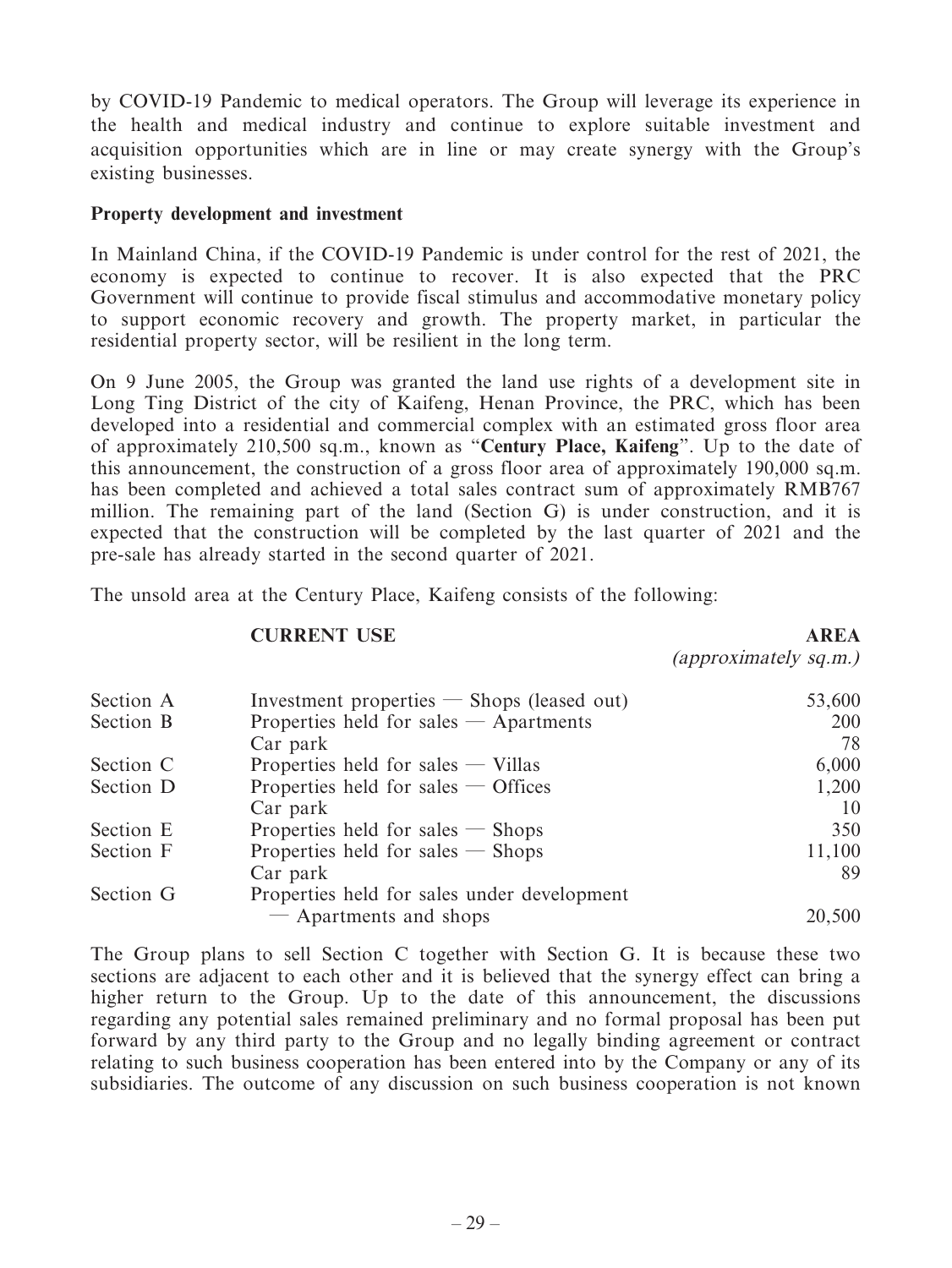by COVID-19 Pandemic to medical operators. The Group will leverage its experience in the health and medical industry and continue to explore suitable investment and acquisition opportunities which are in line or may create synergy with the Group's existing businesses.

**Property development and investment**

In Mainland China, if the COVID-19 Pandemic is under control for the rest of 2021, the economy is expected to continue to recover. It is also expected that the PRC Government will continue to provide fiscal stimulus and accommodative monetary policy to support economic recovery and growth. The property market, in particular the residential property sector, will be resilient in the long term.

On 9 June 2005, the Group was granted the land use rights of a development site in Long Ting District of the city of Kaifeng, Henan Province, the PRC, which has been developed into a residential and commercial complex with an estimated gross floor area of approximately 210,500 sq.m., known as "**Century Place, Kaifeng**". Up to the date of this announcement, the construction of a gross floor area of approximately 190,000 sq.m. has been completed and achieved a total sales contract sum of approximately RMB767 million. The remaining part of the land (Section G) is under construction, and it is expected that the construction will be completed by the last quarter of 2021 and the pre-sale has already started in the second quarter of 2021.

The unsold area at the Century Place, Kaifeng consists of the following:

| | **CURRENT USE** | **AREA** *(approximately sq.m.)* |
|---|---|---|
| Section A | Investment properties — Shops (leased out) | 53,600 |
| Section B | Properties held for sales — Apartments | 200 |
| | Car park | 78 |
| Section C | Properties held for sales — Villas | 6,000 |
| Section D | Properties held for sales — Offices | 1,200 |
| | Car park | 10 |
| Section E | Properties held for sales — Shops | 350 |
| Section F | Properties held for sales — Shops | 11,100 |
| | Car park | 89 |
| Section G | Properties held for sales under development — Apartments and shops | 20,500 |

The Group plans to sell Section C together with Section G. It is because these two sections are adjacent to each other and it is believed that the synergy effect can bring a higher return to the Group. Up to the date of this announcement, the discussions regarding any potential sales remained preliminary and no formal proposal has been put forward by any third party to the Group and no legally binding agreement or contract relating to such business cooperation has been entered into by the Company or any of its subsidiaries. The outcome of any discussion on such business cooperation is not known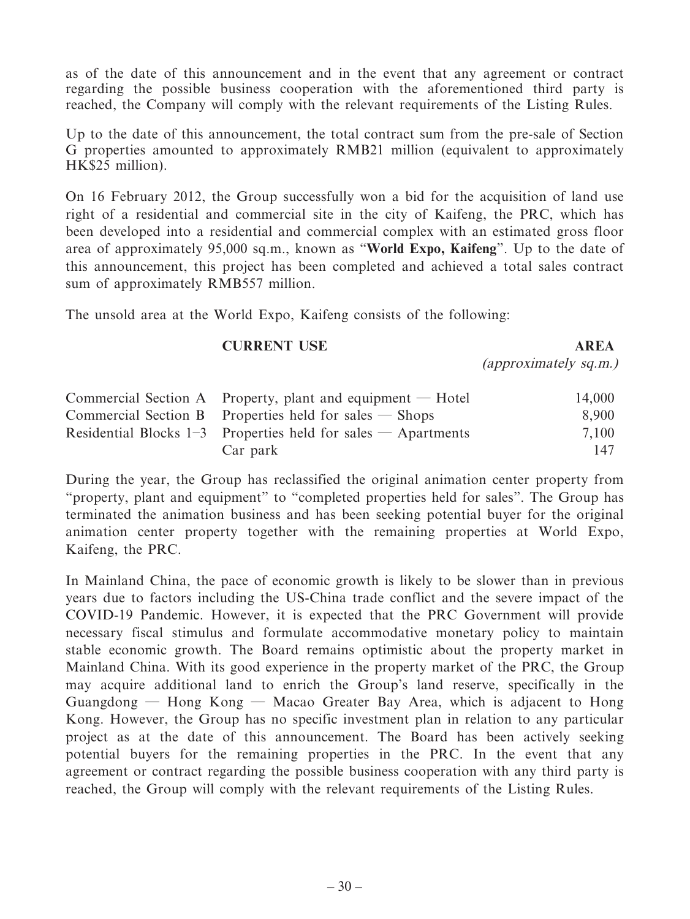as of the date of this announcement and in the event that any agreement or contract regarding the possible business cooperation with the aforementioned third party is reached, the Company will comply with the relevant requirements of the Listing Rules.

Up to the date of this announcement, the total contract sum from the pre-sale of Section G properties amounted to approximately RMB21 million (equivalent to approximately HK$25 million).

On 16 February 2012, the Group successfully won a bid for the acquisition of land use right of a residential and commercial site in the city of Kaifeng, the PRC, which has been developed into a residential and commercial complex with an estimated gross floor area of approximately 95,000 sq.m., known as "**World Expo, Kaifeng**". Up to the date of this announcement, this project has been completed and achieved a total sales contract sum of approximately RMB557 million.

The unsold area at the World Expo, Kaifeng consists of the following:

| | **CURRENT USE** | **AREA** *(approximately sq.m.)* |
|---|---|---|
| Commercial Section A | Property, plant and equipment — Hotel | 14,000 |
| Commercial Section B | Properties held for sales — Shops | 8,900 |
| Residential Blocks 1–3 | Properties held for sales — Apartments | 7,100 |
| | Car park | 147 |

During the year, the Group has reclassified the original animation center property from "property, plant and equipment" to "completed properties held for sales". The Group has terminated the animation business and has been seeking potential buyer for the original animation center property together with the remaining properties at World Expo, Kaifeng, the PRC.

In Mainland China, the pace of economic growth is likely to be slower than in previous years due to factors including the US-China trade conflict and the severe impact of the COVID-19 Pandemic. However, it is expected that the PRC Government will provide necessary fiscal stimulus and formulate accommodative monetary policy to maintain stable economic growth. The Board remains optimistic about the property market in Mainland China. With its good experience in the property market of the PRC, the Group may acquire additional land to enrich the Group's land reserve, specifically in the Guangdong — Hong Kong — Macao Greater Bay Area, which is adjacent to Hong Kong. However, the Group has no specific investment plan in relation to any particular project as at the date of this announcement. The Board has been actively seeking potential buyers for the remaining properties in the PRC. In the event that any agreement or contract regarding the possible business cooperation with any third party is reached, the Group will comply with the relevant requirements of the Listing Rules.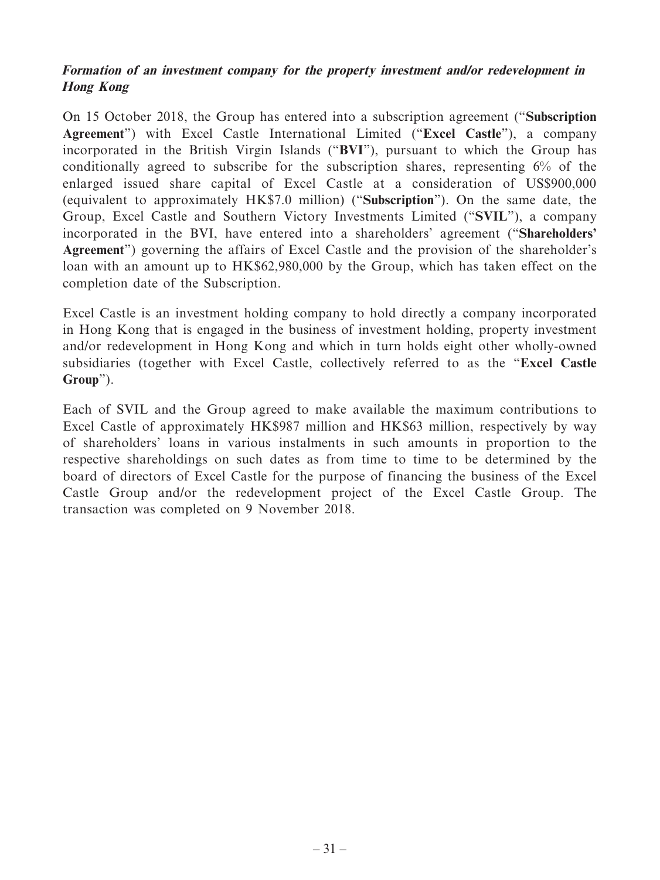***Formation of an investment company for the property investment and/or redevelopment in Hong Kong***

On 15 October 2018, the Group has entered into a subscription agreement ("**Subscription Agreement**") with Excel Castle International Limited ("**Excel Castle**"), a company incorporated in the British Virgin Islands ("**BVI**"), pursuant to which the Group has conditionally agreed to subscribe for the subscription shares, representing 6% of the enlarged issued share capital of Excel Castle at a consideration of US$900,000 (equivalent to approximately HK$7.0 million) ("**Subscription**"). On the same date, the Group, Excel Castle and Southern Victory Investments Limited ("**SVIL**"), a company incorporated in the BVI, have entered into a shareholders' agreement ("**Shareholders' Agreement**") governing the affairs of Excel Castle and the provision of the shareholder's loan with an amount up to HK$62,980,000 by the Group, which has taken effect on the completion date of the Subscription.

Excel Castle is an investment holding company to hold directly a company incorporated in Hong Kong that is engaged in the business of investment holding, property investment and/or redevelopment in Hong Kong and which in turn holds eight other wholly-owned subsidiaries (together with Excel Castle, collectively referred to as the "**Excel Castle Group**").

Each of SVIL and the Group agreed to make available the maximum contributions to Excel Castle of approximately HK$987 million and HK$63 million, respectively by way of shareholders' loans in various instalments in such amounts in proportion to the respective shareholdings on such dates as from time to time to be determined by the board of directors of Excel Castle for the purpose of financing the business of the Excel Castle Group and/or the redevelopment project of the Excel Castle Group. The transaction was completed on 9 November 2018.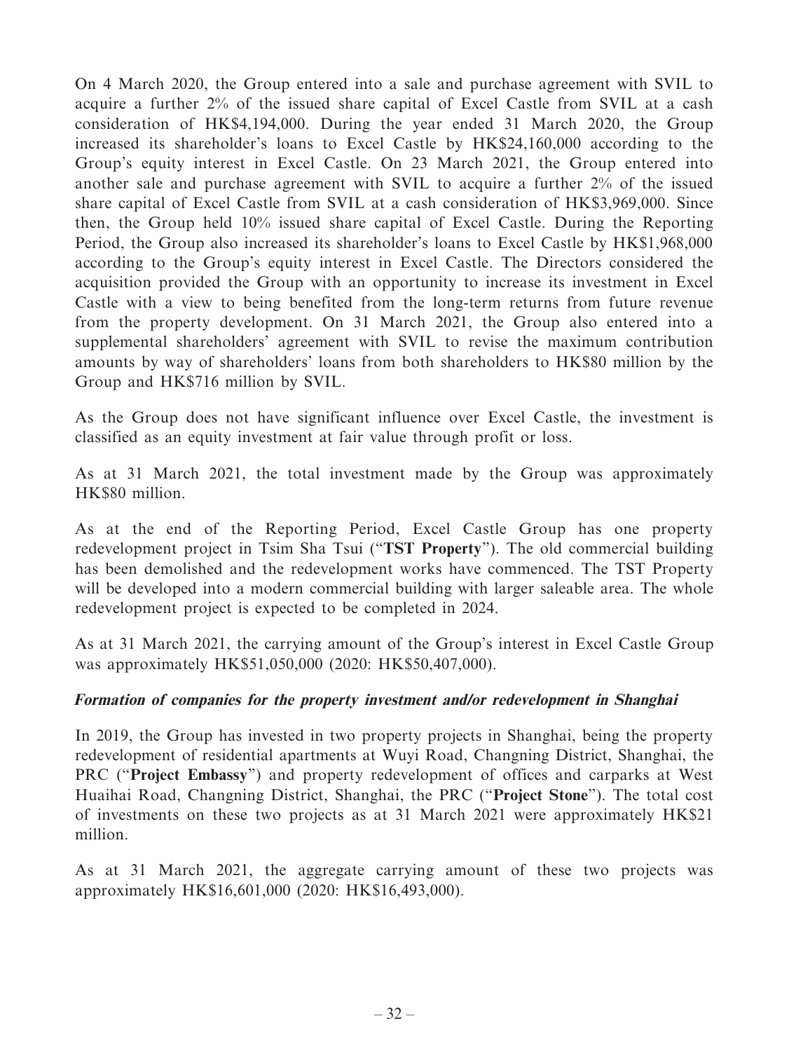On 4 March 2020, the Group entered into a sale and purchase agreement with SVIL to acquire a further 2% of the issued share capital of Excel Castle from SVIL at a cash consideration of HK$4,194,000. During the year ended 31 March 2020, the Group increased its shareholder's loans to Excel Castle by HK$24,160,000 according to the Group's equity interest in Excel Castle. On 23 March 2021, the Group entered into another sale and purchase agreement with SVIL to acquire a further 2% of the issued share capital of Excel Castle from SVIL at a cash consideration of HK$3,969,000. Since then, the Group held 10% issued share capital of Excel Castle. During the Reporting Period, the Group also increased its shareholder's loans to Excel Castle by HK$1,968,000 according to the Group's equity interest in Excel Castle. The Directors considered the acquisition provided the Group with an opportunity to increase its investment in Excel Castle with a view to being benefited from the long-term returns from future revenue from the property development. On 31 March 2021, the Group also entered into a supplemental shareholders' agreement with SVIL to revise the maximum contribution amounts by way of shareholders' loans from both shareholders to HK$80 million by the Group and HK$716 million by SVIL.

As the Group does not have significant influence over Excel Castle, the investment is classified as an equity investment at fair value through profit or loss.

As at 31 March 2021, the total investment made by the Group was approximately HK$80 million.

As at the end of the Reporting Period, Excel Castle Group has one property redevelopment project in Tsim Sha Tsui ("**TST Property**"). The old commercial building has been demolished and the redevelopment works have commenced. The TST Property will be developed into a modern commercial building with larger saleable area. The whole redevelopment project is expected to be completed in 2024.

As at 31 March 2021, the carrying amount of the Group's interest in Excel Castle Group was approximately HK$51,050,000 (2020: HK$50,407,000).

***Formation of companies for the property investment and/or redevelopment in Shanghai***

In 2019, the Group has invested in two property projects in Shanghai, being the property redevelopment of residential apartments at Wuyi Road, Changning District, Shanghai, the PRC ("**Project Embassy**") and property redevelopment of offices and carparks at West Huaihai Road, Changning District, Shanghai, the PRC ("**Project Stone**"). The total cost of investments on these two projects as at 31 March 2021 were approximately HK$21 million.

As at 31 March 2021, the aggregate carrying amount of these two projects was approximately HK$16,601,000 (2020: HK$16,493,000).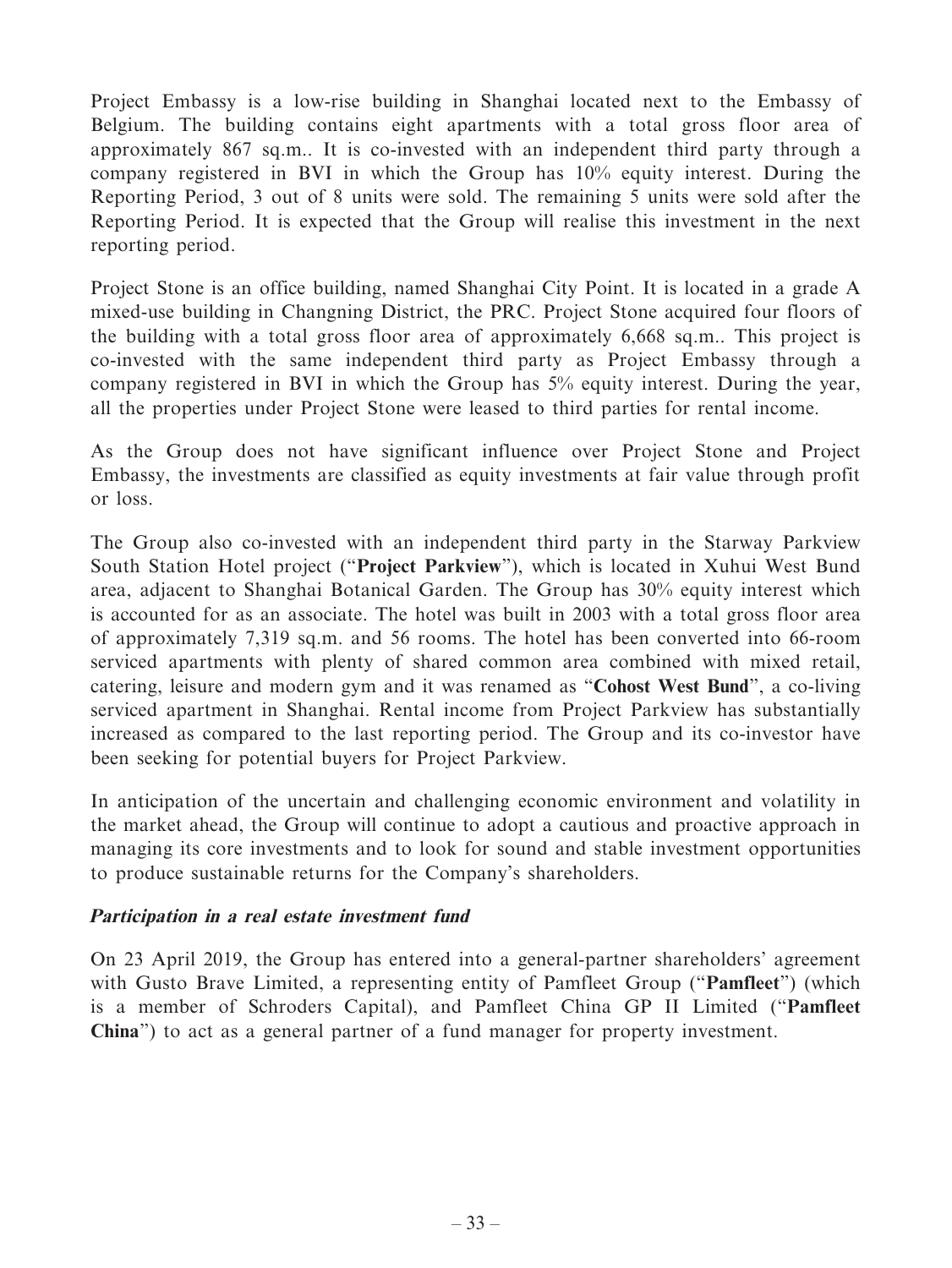Project Embassy is a low-rise building in Shanghai located next to the Embassy of Belgium. The building contains eight apartments with a total gross floor area of approximately 867 sq.m.. It is co-invested with an independent third party through a company registered in BVI in which the Group has 10% equity interest. During the Reporting Period, 3 out of 8 units were sold. The remaining 5 units were sold after the Reporting Period. It is expected that the Group will realise this investment in the next reporting period.

Project Stone is an office building, named Shanghai City Point. It is located in a grade A mixed-use building in Changning District, the PRC. Project Stone acquired four floors of the building with a total gross floor area of approximately 6,668 sq.m.. This project is co-invested with the same independent third party as Project Embassy through a company registered in BVI in which the Group has 5% equity interest. During the year, all the properties under Project Stone were leased to third parties for rental income.

As the Group does not have significant influence over Project Stone and Project Embassy, the investments are classified as equity investments at fair value through profit or loss.

The Group also co-invested with an independent third party in the Starway Parkview South Station Hotel project ("**Project Parkview**"), which is located in Xuhui West Bund area, adjacent to Shanghai Botanical Garden. The Group has 30% equity interest which is accounted for as an associate. The hotel was built in 2003 with a total gross floor area of approximately 7,319 sq.m. and 56 rooms. The hotel has been converted into 66-room serviced apartments with plenty of shared common area combined with mixed retail, catering, leisure and modern gym and it was renamed as "**Cohost West Bund**", a co-living serviced apartment in Shanghai. Rental income from Project Parkview has substantially increased as compared to the last reporting period. The Group and its co-investor have been seeking for potential buyers for Project Parkview.

In anticipation of the uncertain and challenging economic environment and volatility in the market ahead, the Group will continue to adopt a cautious and proactive approach in managing its core investments and to look for sound and stable investment opportunities to produce sustainable returns for the Company's shareholders.

***Participation in a real estate investment fund***

On 23 April 2019, the Group has entered into a general-partner shareholders' agreement with Gusto Brave Limited, a representing entity of Pamfleet Group ("**Pamfleet**") (which is a member of Schroders Capital), and Pamfleet China GP II Limited ("**Pamfleet China**") to act as a general partner of a fund manager for property investment.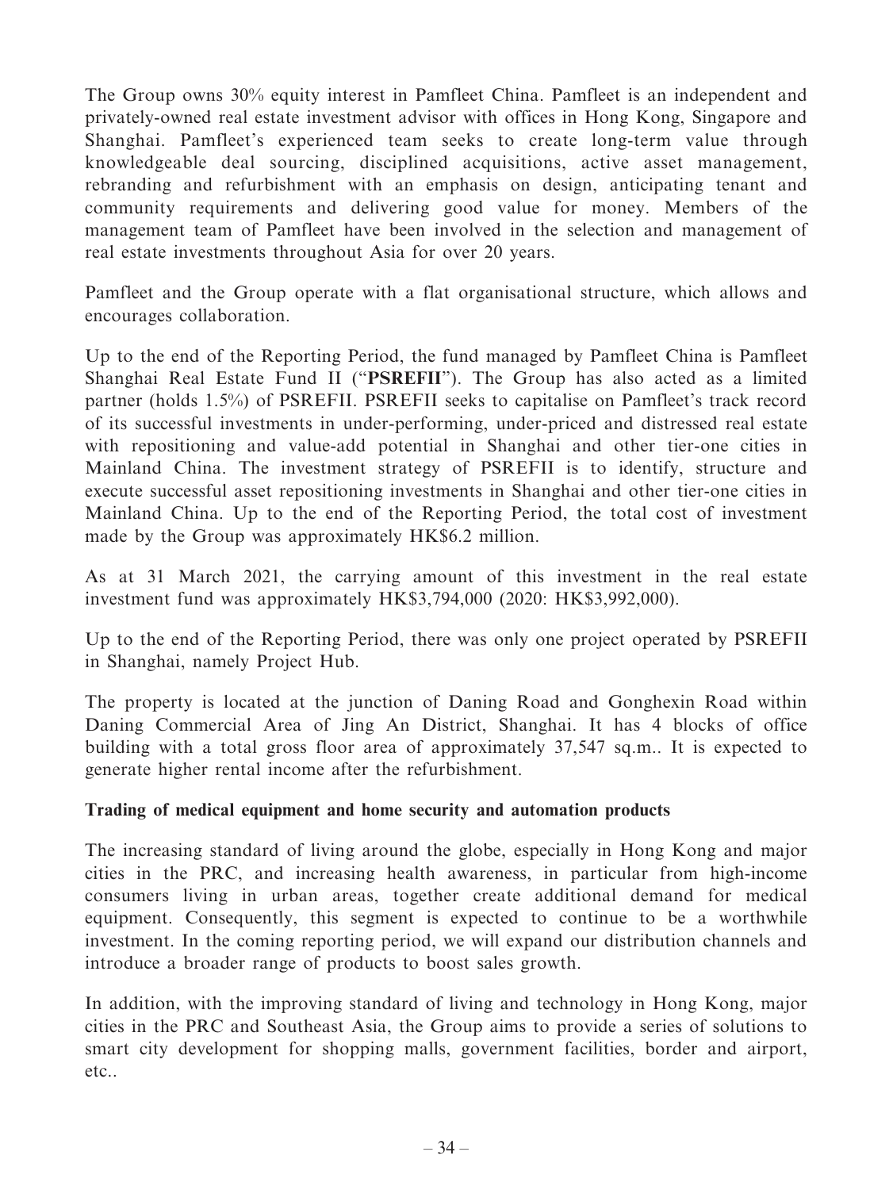The Group owns 30% equity interest in Pamfleet China. Pamfleet is an independent and privately-owned real estate investment advisor with offices in Hong Kong, Singapore and Shanghai. Pamfleet's experienced team seeks to create long-term value through knowledgeable deal sourcing, disciplined acquisitions, active asset management, rebranding and refurbishment with an emphasis on design, anticipating tenant and community requirements and delivering good value for money. Members of the management team of Pamfleet have been involved in the selection and management of real estate investments throughout Asia for over 20 years.

Pamfleet and the Group operate with a flat organisational structure, which allows and encourages collaboration.

Up to the end of the Reporting Period, the fund managed by Pamfleet China is Pamfleet Shanghai Real Estate Fund II ("**PSREFII**"). The Group has also acted as a limited partner (holds 1.5%) of PSREFII. PSREFII seeks to capitalise on Pamfleet's track record of its successful investments in under-performing, under-priced and distressed real estate with repositioning and value-add potential in Shanghai and other tier-one cities in Mainland China. The investment strategy of PSREFII is to identify, structure and execute successful asset repositioning investments in Shanghai and other tier-one cities in Mainland China. Up to the end of the Reporting Period, the total cost of investment made by the Group was approximately HK$6.2 million.

As at 31 March 2021, the carrying amount of this investment in the real estate investment fund was approximately HK$3,794,000 (2020: HK$3,992,000).

Up to the end of the Reporting Period, there was only one project operated by PSREFII in Shanghai, namely Project Hub.

The property is located at the junction of Daning Road and Gonghexin Road within Daning Commercial Area of Jing An District, Shanghai. It has 4 blocks of office building with a total gross floor area of approximately 37,547 sq.m.. It is expected to generate higher rental income after the refurbishment.

**Trading of medical equipment and home security and automation products**

The increasing standard of living around the globe, especially in Hong Kong and major cities in the PRC, and increasing health awareness, in particular from high-income consumers living in urban areas, together create additional demand for medical equipment. Consequently, this segment is expected to continue to be a worthwhile investment. In the coming reporting period, we will expand our distribution channels and introduce a broader range of products to boost sales growth.

In addition, with the improving standard of living and technology in Hong Kong, major cities in the PRC and Southeast Asia, the Group aims to provide a series of solutions to smart city development for shopping malls, government facilities, border and airport, etc..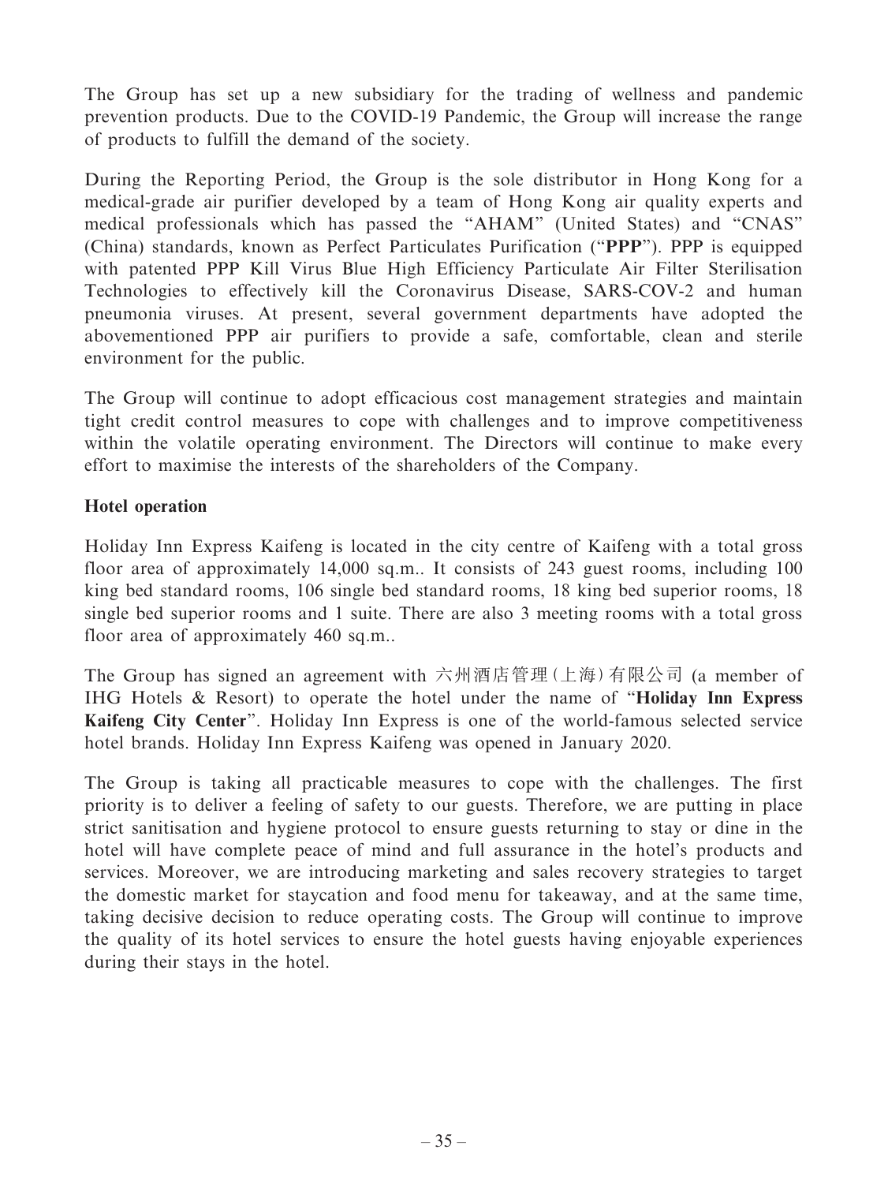The Group has set up a new subsidiary for the trading of wellness and pandemic prevention products. Due to the COVID-19 Pandemic, the Group will increase the range of products to fulfill the demand of the society.

During the Reporting Period, the Group is the sole distributor in Hong Kong for a medical-grade air purifier developed by a team of Hong Kong air quality experts and medical professionals which has passed the "AHAM" (United States) and "CNAS" (China) standards, known as Perfect Particulates Purification ("**PPP**"). PPP is equipped with patented PPP Kill Virus Blue High Efficiency Particulate Air Filter Sterilisation Technologies to effectively kill the Coronavirus Disease, SARS-COV-2 and human pneumonia viruses. At present, several government departments have adopted the abovementioned PPP air purifiers to provide a safe, comfortable, clean and sterile environment for the public.

The Group will continue to adopt efficacious cost management strategies and maintain tight credit control measures to cope with challenges and to improve competitiveness within the volatile operating environment. The Directors will continue to make every effort to maximise the interests of the shareholders of the Company.

**Hotel operation**

Holiday Inn Express Kaifeng is located in the city centre of Kaifeng with a total gross floor area of approximately 14,000 sq.m.. It consists of 243 guest rooms, including 100 king bed standard rooms, 106 single bed standard rooms, 18 king bed superior rooms, 18 single bed superior rooms and 1 suite. There are also 3 meeting rooms with a total gross floor area of approximately 460 sq.m..

The Group has signed an agreement with 六州酒店管理(上海)有限公司 (a member of IHG Hotels & Resort) to operate the hotel under the name of "**Holiday Inn Express Kaifeng City Center**". Holiday Inn Express is one of the world-famous selected service hotel brands. Holiday Inn Express Kaifeng was opened in January 2020.

The Group is taking all practicable measures to cope with the challenges. The first priority is to deliver a feeling of safety to our guests. Therefore, we are putting in place strict sanitisation and hygiene protocol to ensure guests returning to stay or dine in the hotel will have complete peace of mind and full assurance in the hotel's products and services. Moreover, we are introducing marketing and sales recovery strategies to target the domestic market for staycation and food menu for takeaway, and at the same time, taking decisive decision to reduce operating costs. The Group will continue to improve the quality of its hotel services to ensure the hotel guests having enjoyable experiences during their stays in the hotel.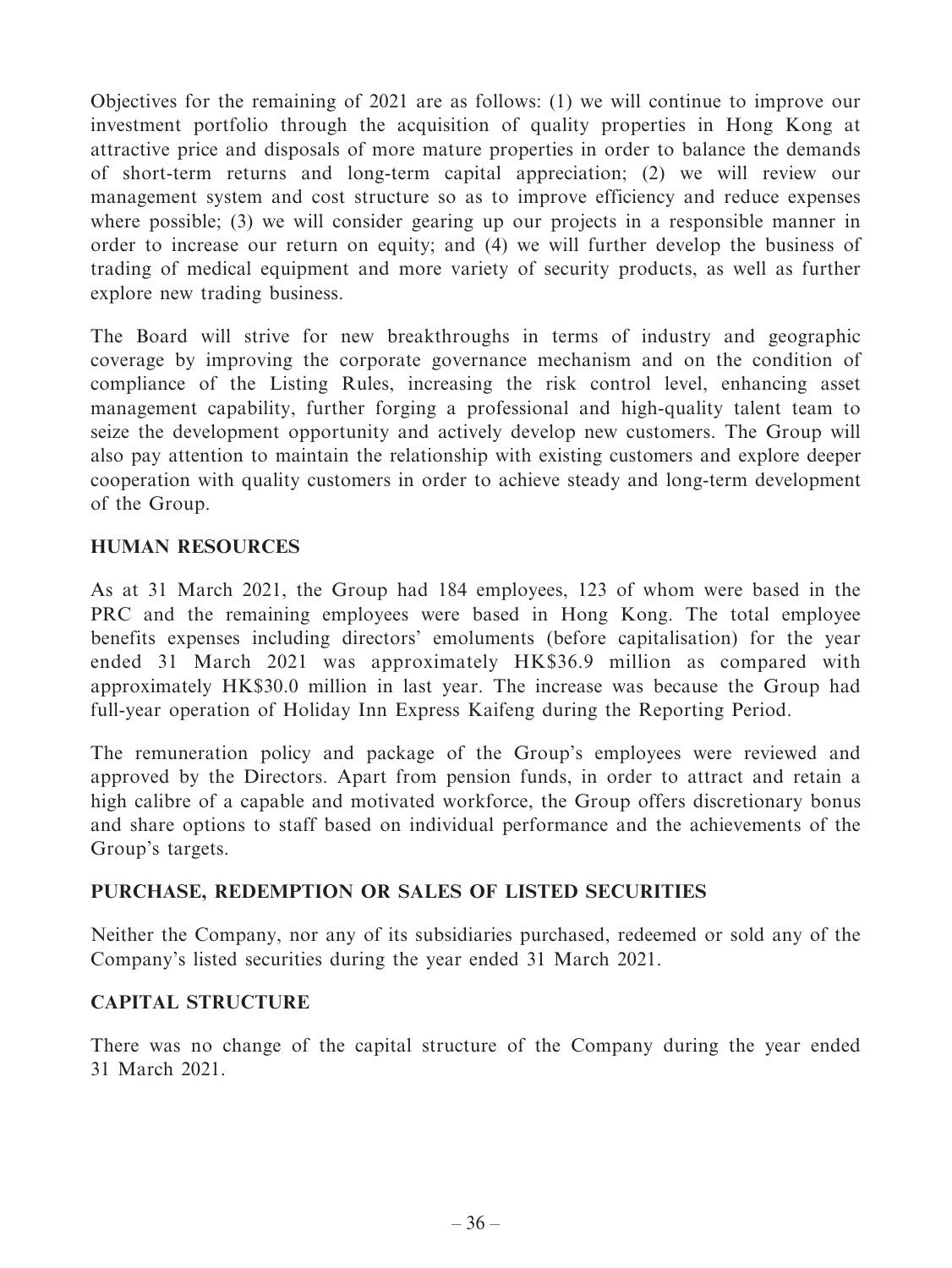Objectives for the remaining of 2021 are as follows: (1) we will continue to improve our investment portfolio through the acquisition of quality properties in Hong Kong at attractive price and disposals of more mature properties in order to balance the demands of short-term returns and long-term capital appreciation; (2) we will review our management system and cost structure so as to improve efficiency and reduce expenses where possible; (3) we will consider gearing up our projects in a responsible manner in order to increase our return on equity; and (4) we will further develop the business of trading of medical equipment and more variety of security products, as well as further explore new trading business.

The Board will strive for new breakthroughs in terms of industry and geographic coverage by improving the corporate governance mechanism and on the condition of compliance of the Listing Rules, increasing the risk control level, enhancing asset management capability, further forging a professional and high-quality talent team to seize the development opportunity and actively develop new customers. The Group will also pay attention to maintain the relationship with existing customers and explore deeper cooperation with quality customers in order to achieve steady and long-term development of the Group.

## HUMAN RESOURCES

As at 31 March 2021, the Group had 184 employees, 123 of whom were based in the PRC and the remaining employees were based in Hong Kong. The total employee benefits expenses including directors' emoluments (before capitalisation) for the year ended 31 March 2021 was approximately HK$36.9 million as compared with approximately HK$30.0 million in last year. The increase was because the Group had full-year operation of Holiday Inn Express Kaifeng during the Reporting Period.

The remuneration policy and package of the Group's employees were reviewed and approved by the Directors. Apart from pension funds, in order to attract and retain a high calibre of a capable and motivated workforce, the Group offers discretionary bonus and share options to staff based on individual performance and the achievements of the Group's targets.

## PURCHASE, REDEMPTION OR SALES OF LISTED SECURITIES

Neither the Company, nor any of its subsidiaries purchased, redeemed or sold any of the Company's listed securities during the year ended 31 March 2021.

## CAPITAL STRUCTURE

There was no change of the capital structure of the Company during the year ended 31 March 2021.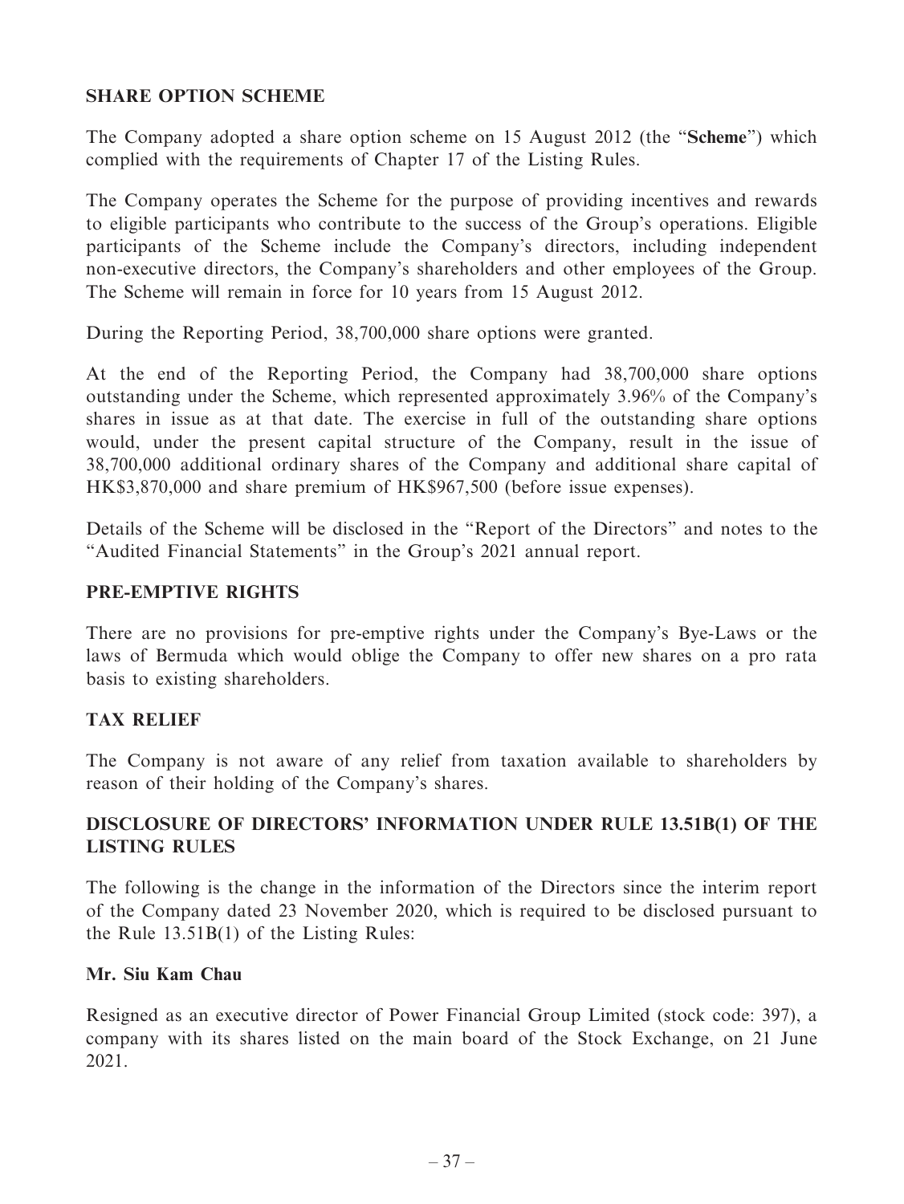## SHARE OPTION SCHEME

The Company adopted a share option scheme on 15 August 2012 (the "**Scheme**") which complied with the requirements of Chapter 17 of the Listing Rules.

The Company operates the Scheme for the purpose of providing incentives and rewards to eligible participants who contribute to the success of the Group's operations. Eligible participants of the Scheme include the Company's directors, including independent non-executive directors, the Company's shareholders and other employees of the Group. The Scheme will remain in force for 10 years from 15 August 2012.

During the Reporting Period, 38,700,000 share options were granted.

At the end of the Reporting Period, the Company had 38,700,000 share options outstanding under the Scheme, which represented approximately 3.96% of the Company's shares in issue as at that date. The exercise in full of the outstanding share options would, under the present capital structure of the Company, result in the issue of 38,700,000 additional ordinary shares of the Company and additional share capital of HK$3,870,000 and share premium of HK$967,500 (before issue expenses).

Details of the Scheme will be disclosed in the "Report of the Directors" and notes to the "Audited Financial Statements" in the Group's 2021 annual report.

## PRE-EMPTIVE RIGHTS

There are no provisions for pre-emptive rights under the Company's Bye-Laws or the laws of Bermuda which would oblige the Company to offer new shares on a pro rata basis to existing shareholders.

## TAX RELIEF

The Company is not aware of any relief from taxation available to shareholders by reason of their holding of the Company's shares.

## DISCLOSURE OF DIRECTORS' INFORMATION UNDER RULE 13.51B(1) OF THE LISTING RULES

The following is the change in the information of the Directors since the interim report of the Company dated 23 November 2020, which is required to be disclosed pursuant to the Rule 13.51B(1) of the Listing Rules:

**Mr. Siu Kam Chau**

Resigned as an executive director of Power Financial Group Limited (stock code: 397), a company with its shares listed on the main board of the Stock Exchange, on 21 June 2021.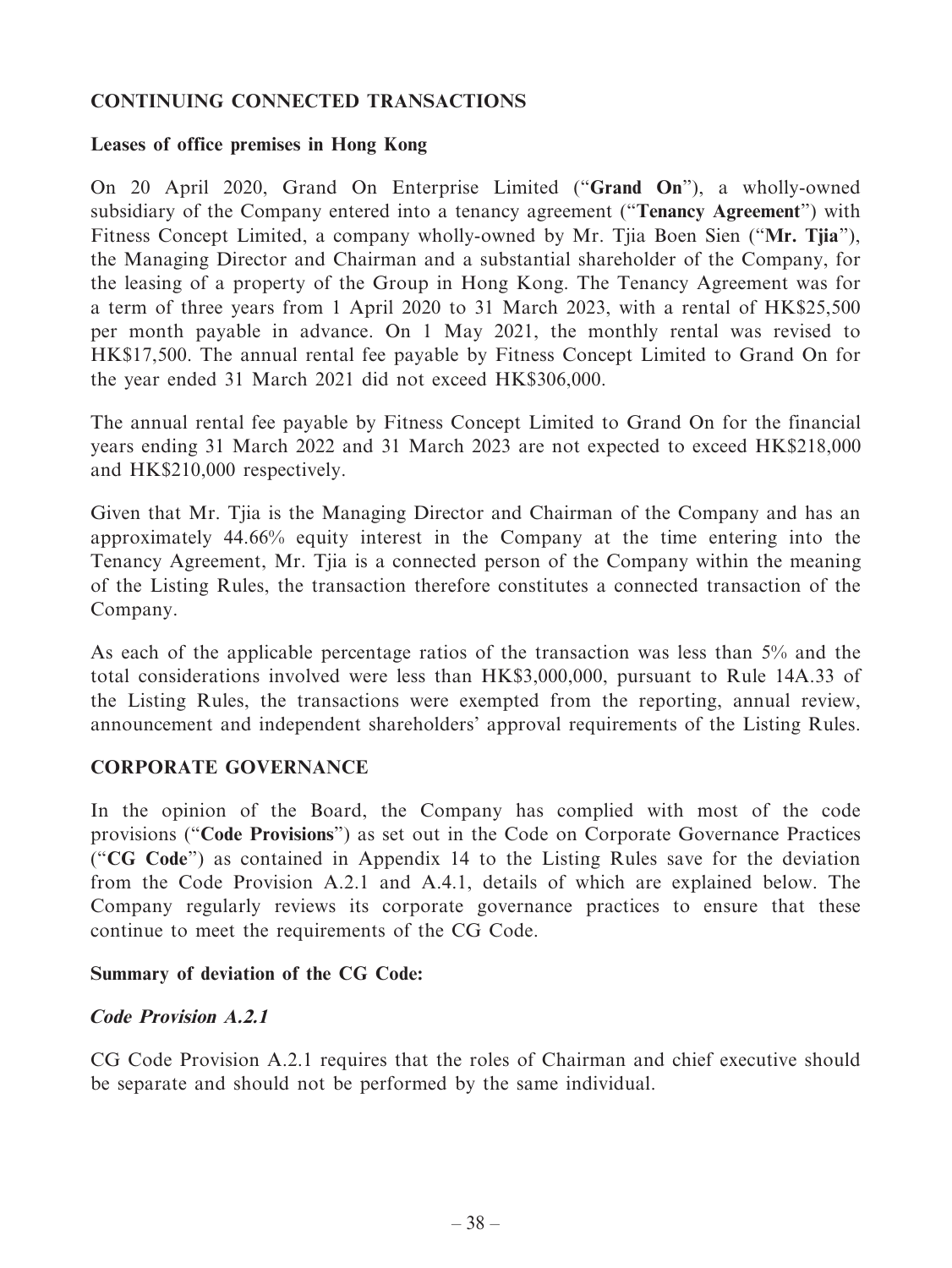## CONTINUING CONNECTED TRANSACTIONS

### Leases of office premises in Hong Kong

On 20 April 2020, Grand On Enterprise Limited ("**Grand On**"), a wholly-owned subsidiary of the Company entered into a tenancy agreement ("**Tenancy Agreement**") with Fitness Concept Limited, a company wholly-owned by Mr. Tjia Boen Sien ("**Mr. Tjia**"), the Managing Director and Chairman and a substantial shareholder of the Company, for the leasing of a property of the Group in Hong Kong. The Tenancy Agreement was for a term of three years from 1 April 2020 to 31 March 2023, with a rental of HK$25,500 per month payable in advance. On 1 May 2021, the monthly rental was revised to HK$17,500. The annual rental fee payable by Fitness Concept Limited to Grand On for the year ended 31 March 2021 did not exceed HK$306,000.

The annual rental fee payable by Fitness Concept Limited to Grand On for the financial years ending 31 March 2022 and 31 March 2023 are not expected to exceed HK$218,000 and HK$210,000 respectively.

Given that Mr. Tjia is the Managing Director and Chairman of the Company and has an approximately 44.66% equity interest in the Company at the time entering into the Tenancy Agreement, Mr. Tjia is a connected person of the Company within the meaning of the Listing Rules, the transaction therefore constitutes a connected transaction of the Company.

As each of the applicable percentage ratios of the transaction was less than 5% and the total considerations involved were less than HK$3,000,000, pursuant to Rule 14A.33 of the Listing Rules, the transactions were exempted from the reporting, annual review, announcement and independent shareholders' approval requirements of the Listing Rules.

## CORPORATE GOVERNANCE

In the opinion of the Board, the Company has complied with most of the code provisions ("**Code Provisions**") as set out in the Code on Corporate Governance Practices ("**CG Code**") as contained in Appendix 14 to the Listing Rules save for the deviation from the Code Provision A.2.1 and A.4.1, details of which are explained below. The Company regularly reviews its corporate governance practices to ensure that these continue to meet the requirements of the CG Code.

### Summary of deviation of the CG Code:

#### *Code Provision A.2.1*

CG Code Provision A.2.1 requires that the roles of Chairman and chief executive should be separate and should not be performed by the same individual.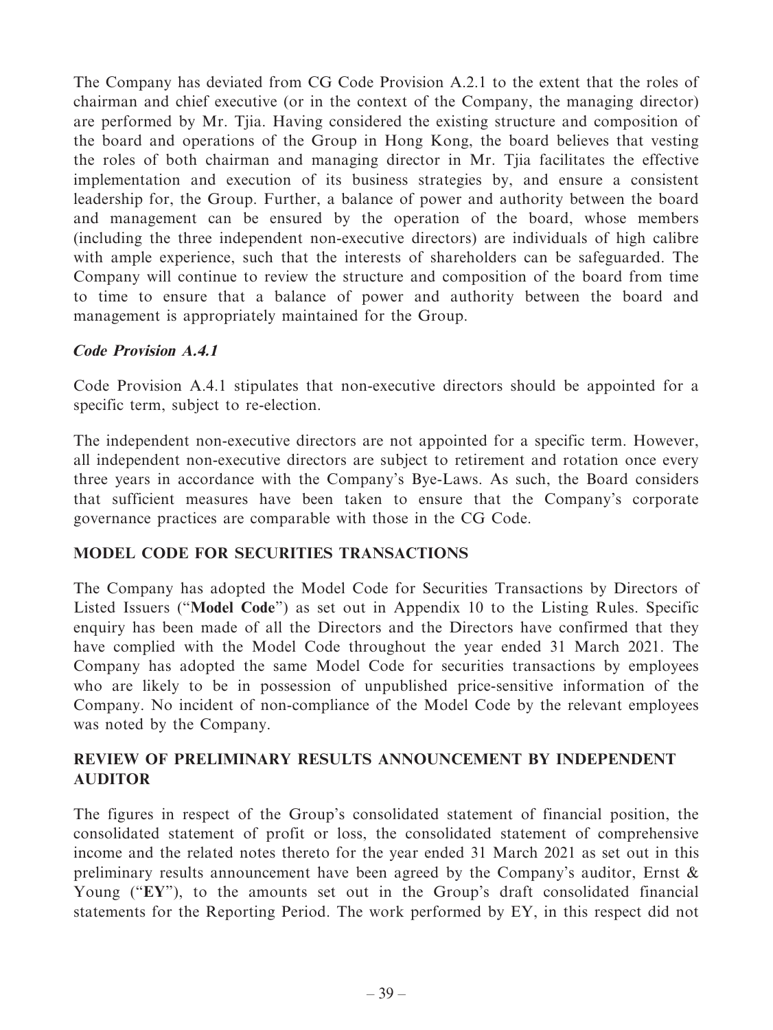The Company has deviated from CG Code Provision A.2.1 to the extent that the roles of chairman and chief executive (or in the context of the Company, the managing director) are performed by Mr. Tjia. Having considered the existing structure and composition of the board and operations of the Group in Hong Kong, the board believes that vesting the roles of both chairman and managing director in Mr. Tjia facilitates the effective implementation and execution of its business strategies by, and ensure a consistent leadership for, the Group. Further, a balance of power and authority between the board and management can be ensured by the operation of the board, whose members (including the three independent non-executive directors) are individuals of high calibre with ample experience, such that the interests of shareholders can be safeguarded. The Company will continue to review the structure and composition of the board from time to time to ensure that a balance of power and authority between the board and management is appropriately maintained for the Group.

***Code Provision A.4.1***

Code Provision A.4.1 stipulates that non-executive directors should be appointed for a specific term, subject to re-election.

The independent non-executive directors are not appointed for a specific term. However, all independent non-executive directors are subject to retirement and rotation once every three years in accordance with the Company's Bye-Laws. As such, the Board considers that sufficient measures have been taken to ensure that the Company's corporate governance practices are comparable with those in the CG Code.

## MODEL CODE FOR SECURITIES TRANSACTIONS

The Company has adopted the Model Code for Securities Transactions by Directors of Listed Issuers ("**Model Code**") as set out in Appendix 10 to the Listing Rules. Specific enquiry has been made of all the Directors and the Directors have confirmed that they have complied with the Model Code throughout the year ended 31 March 2021. The Company has adopted the same Model Code for securities transactions by employees who are likely to be in possession of unpublished price-sensitive information of the Company. No incident of non-compliance of the Model Code by the relevant employees was noted by the Company.

## REVIEW OF PRELIMINARY RESULTS ANNOUNCEMENT BY INDEPENDENT AUDITOR

The figures in respect of the Group's consolidated statement of financial position, the consolidated statement of profit or loss, the consolidated statement of comprehensive income and the related notes thereto for the year ended 31 March 2021 as set out in this preliminary results announcement have been agreed by the Company's auditor, Ernst & Young ("**EY**"), to the amounts set out in the Group's draft consolidated financial statements for the Reporting Period. The work performed by EY, in this respect did not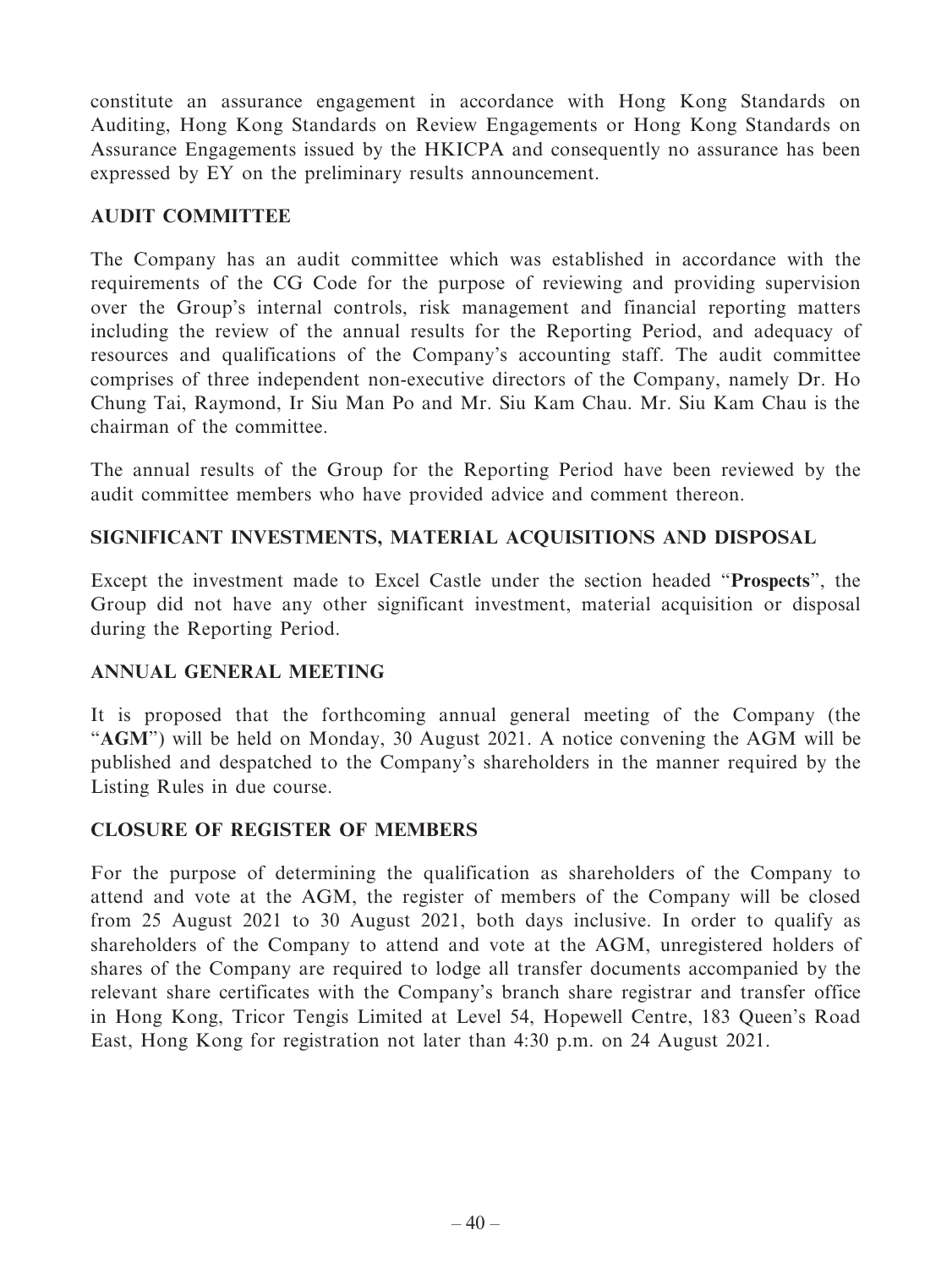constitute an assurance engagement in accordance with Hong Kong Standards on Auditing, Hong Kong Standards on Review Engagements or Hong Kong Standards on Assurance Engagements issued by the HKICPA and consequently no assurance has been expressed by EY on the preliminary results announcement.

## AUDIT COMMITTEE

The Company has an audit committee which was established in accordance with the requirements of the CG Code for the purpose of reviewing and providing supervision over the Group's internal controls, risk management and financial reporting matters including the review of the annual results for the Reporting Period, and adequacy of resources and qualifications of the Company's accounting staff. The audit committee comprises of three independent non-executive directors of the Company, namely Dr. Ho Chung Tai, Raymond, Ir Siu Man Po and Mr. Siu Kam Chau. Mr. Siu Kam Chau is the chairman of the committee.

The annual results of the Group for the Reporting Period have been reviewed by the audit committee members who have provided advice and comment thereon.

## SIGNIFICANT INVESTMENTS, MATERIAL ACQUISITIONS AND DISPOSAL

Except the investment made to Excel Castle under the section headed "**Prospects**", the Group did not have any other significant investment, material acquisition or disposal during the Reporting Period.

## ANNUAL GENERAL MEETING

It is proposed that the forthcoming annual general meeting of the Company (the "**AGM**") will be held on Monday, 30 August 2021. A notice convening the AGM will be published and despatched to the Company's shareholders in the manner required by the Listing Rules in due course.

## CLOSURE OF REGISTER OF MEMBERS

For the purpose of determining the qualification as shareholders of the Company to attend and vote at the AGM, the register of members of the Company will be closed from 25 August 2021 to 30 August 2021, both days inclusive. In order to qualify as shareholders of the Company to attend and vote at the AGM, unregistered holders of shares of the Company are required to lodge all transfer documents accompanied by the relevant share certificates with the Company's branch share registrar and transfer office in Hong Kong, Tricor Tengis Limited at Level 54, Hopewell Centre, 183 Queen's Road East, Hong Kong for registration not later than 4:30 p.m. on 24 August 2021.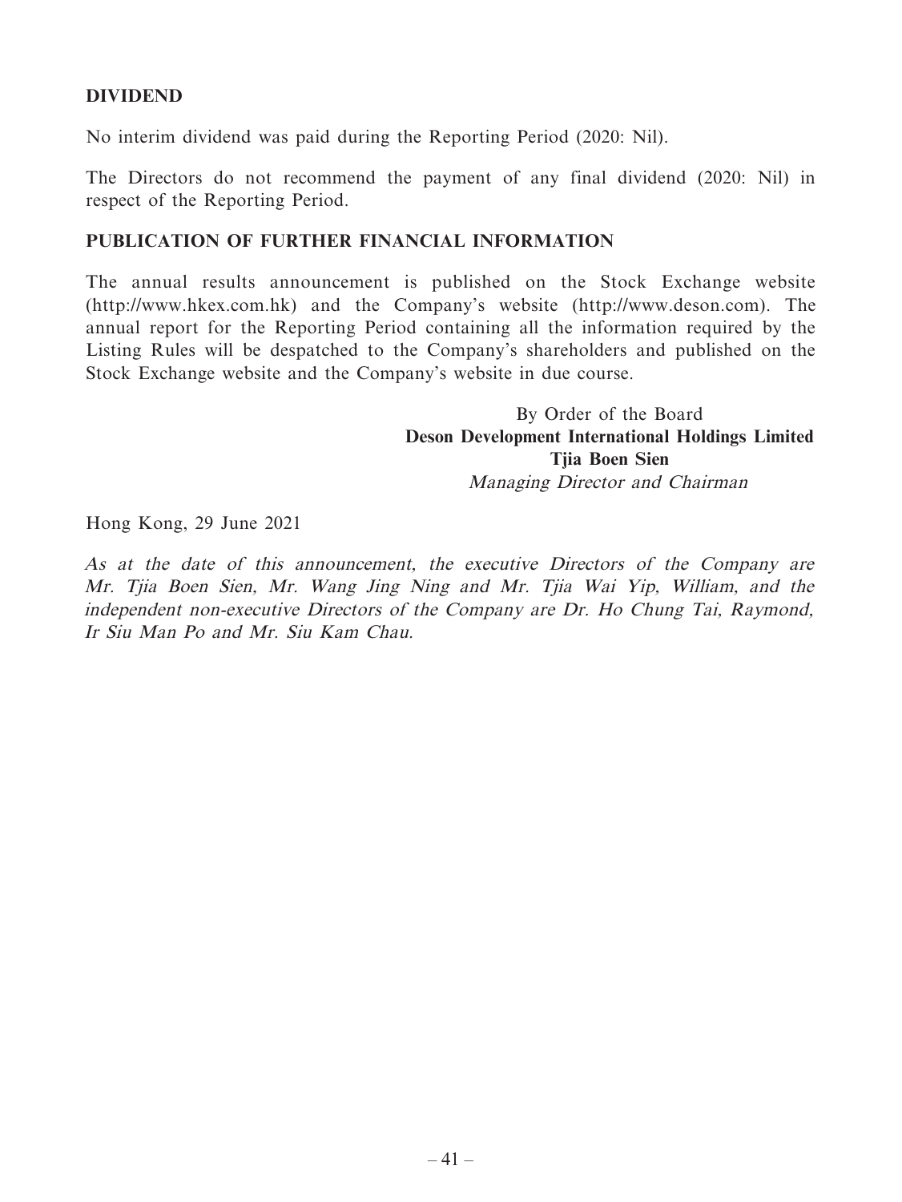## DIVIDEND

No interim dividend was paid during the Reporting Period (2020: Nil).

The Directors do not recommend the payment of any final dividend (2020: Nil) in respect of the Reporting Period.

## PUBLICATION OF FURTHER FINANCIAL INFORMATION

The annual results announcement is published on the Stock Exchange website (http://www.hkex.com.hk) and the Company's website (http://www.deson.com). The annual report for the Reporting Period containing all the information required by the Listing Rules will be despatched to the Company's shareholders and published on the Stock Exchange website and the Company's website in due course.

By Order of the Board
**Deson Development International Holdings Limited**
**Tjia Boen Sien**
*Managing Director and Chairman*

Hong Kong, 29 June 2021

*As at the date of this announcement, the executive Directors of the Company are Mr. Tjia Boen Sien, Mr. Wang Jing Ning and Mr. Tjia Wai Yip, William, and the independent non-executive Directors of the Company are Dr. Ho Chung Tai, Raymond, Ir Siu Man Po and Mr. Siu Kam Chau.*